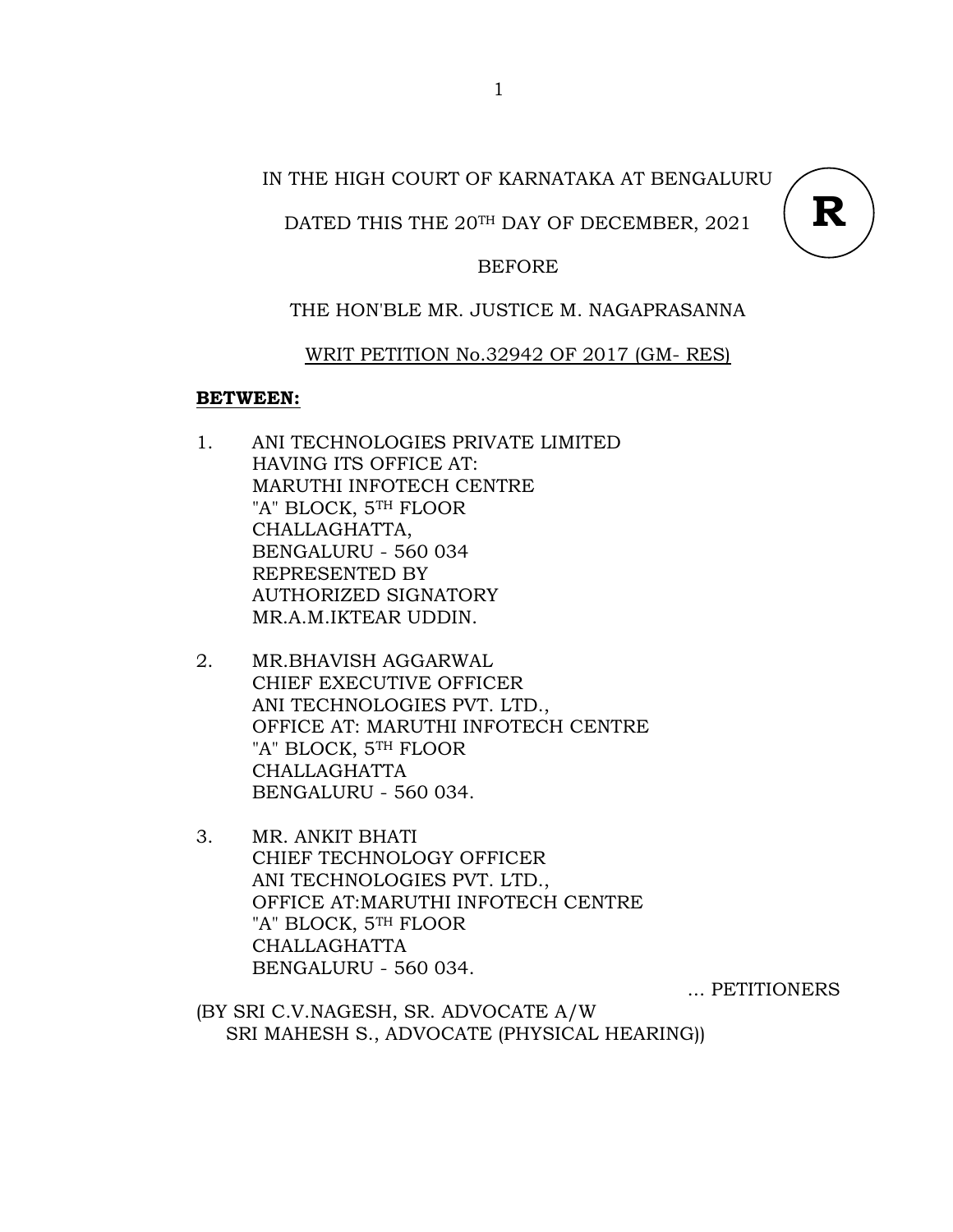IN THE HIGH COURT OF KARNATAKA AT BENGALURU

DATED THIS THE 20TH DAY OF DECEMBER, 2021

**R**

BEFORE

THE HON'BLE MR. JUSTICE M. NAGAPRASANNA

WRIT PETITION No.32942 OF 2017 (GM- RES)

**BETWEEN:**

1. ANI TECHNOLOGIES PRIVATE LIMITED
   HAVING ITS OFFICE AT:
   MARUTHI INFOTECH CENTRE
   "A" BLOCK, 5TH FLOOR
   CHALLAGHATTA,
   BENGALURU - 560 034
   REPRESENTED BY
   AUTHORIZED SIGNATORY
   MR.A.M.IKTEAR UDDIN.

2. MR.BHAVISH AGGARWAL
   CHIEF EXECUTIVE OFFICER
   ANI TECHNOLOGIES PVT. LTD.,
   OFFICE AT: MARUTHI INFOTECH CENTRE
   "A" BLOCK, 5TH FLOOR
   CHALLAGHATTA
   BENGALURU - 560 034.

3. MR. ANKIT BHATI
   CHIEF TECHNOLOGY OFFICER
   ANI TECHNOLOGIES PVT. LTD.,
   OFFICE AT:MARUTHI INFOTECH CENTRE
   "A" BLOCK, 5TH FLOOR
   CHALLAGHATTA
   BENGALURU - 560 034.

... PETITIONERS

(BY SRI C.V.NAGESH, SR. ADVOCATE A/W
SRI MAHESH S., ADVOCATE (PHYSICAL HEARING))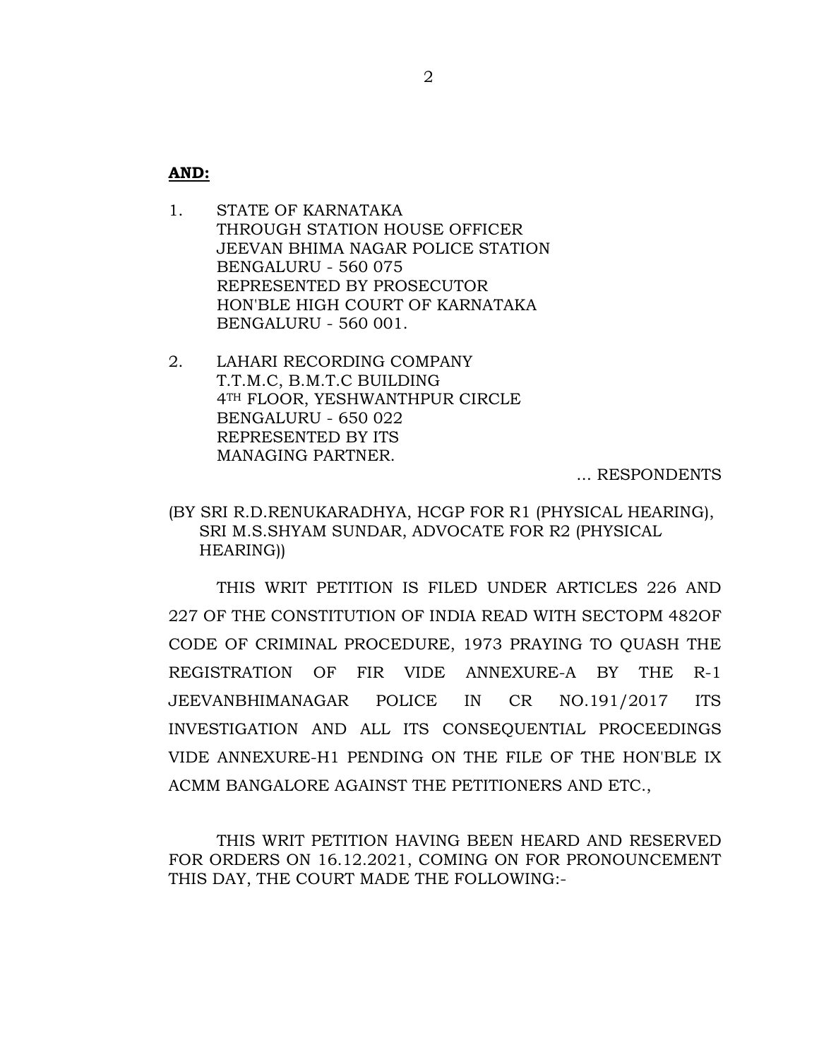**AND:**

1. STATE OF KARNATAKA
   THROUGH STATION HOUSE OFFICER
   JEEVAN BHIMA NAGAR POLICE STATION
   BENGALURU - 560 075
   REPRESENTED BY PROSECUTOR
   HON'BLE HIGH COURT OF KARNATAKA
   BENGALURU - 560 001.

2. LAHARI RECORDING COMPANY
   T.T.M.C, B.M.T.C BUILDING
   4TH FLOOR, YESHWANTHPUR CIRCLE
   BENGALURU - 650 022
   REPRESENTED BY ITS
   MANAGING PARTNER.

... RESPONDENTS

(BY SRI R.D.RENUKARADHYA, HCGP FOR R1 (PHYSICAL HEARING), SRI M.S.SHYAM SUNDAR, ADVOCATE FOR R2 (PHYSICAL HEARING))

THIS WRIT PETITION IS FILED UNDER ARTICLES 226 AND 227 OF THE CONSTITUTION OF INDIA READ WITH SECTOPM 482OF CODE OF CRIMINAL PROCEDURE, 1973 PRAYING TO QUASH THE REGISTRATION OF FIR VIDE ANNEXURE-A BY THE R-1 JEEVANBHIMANAGAR POLICE IN CR NO.191/2017 ITS INVESTIGATION AND ALL ITS CONSEQUENTIAL PROCEEDINGS VIDE ANNEXURE-H1 PENDING ON THE FILE OF THE HON'BLE IX ACMM BANGALORE AGAINST THE PETITIONERS AND ETC.,

THIS WRIT PETITION HAVING BEEN HEARD AND RESERVED FOR ORDERS ON 16.12.2021, COMING ON FOR PRONOUNCEMENT THIS DAY, THE COURT MADE THE FOLLOWING:-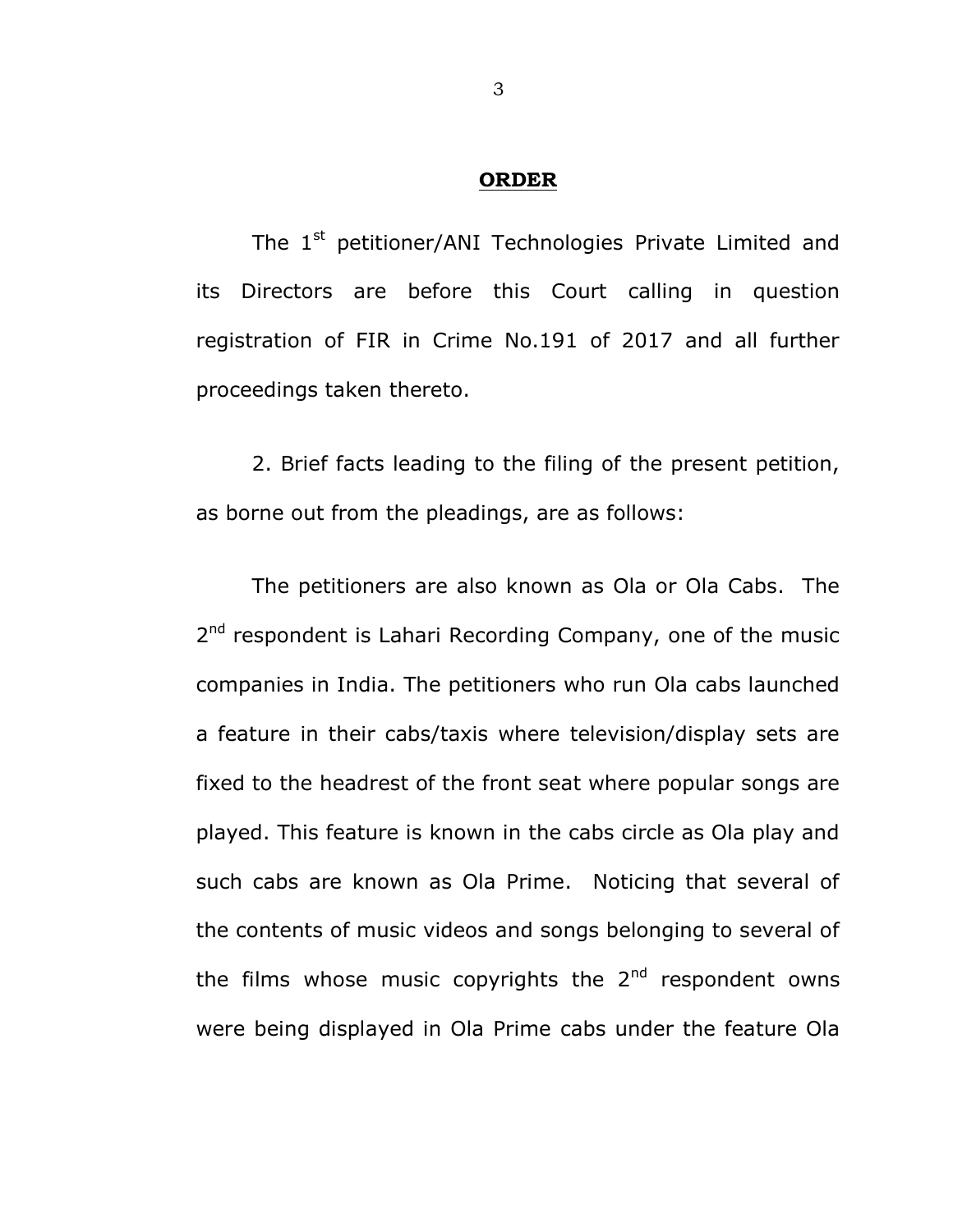**ORDER**

The 1st petitioner/ANI Technologies Private Limited and its Directors are before this Court calling in question registration of FIR in Crime No.191 of 2017 and all further proceedings taken thereto.

2. Brief facts leading to the filing of the present petition, as borne out from the pleadings, are as follows:

The petitioners are also known as Ola or Ola Cabs. The 2nd respondent is Lahari Recording Company, one of the music companies in India. The petitioners who run Ola cabs launched a feature in their cabs/taxis where television/display sets are fixed to the headrest of the front seat where popular songs are played. This feature is known in the cabs circle as Ola play and such cabs are known as Ola Prime. Noticing that several of the contents of music videos and songs belonging to several of the films whose music copyrights the 2nd respondent owns were being displayed in Ola Prime cabs under the feature Ola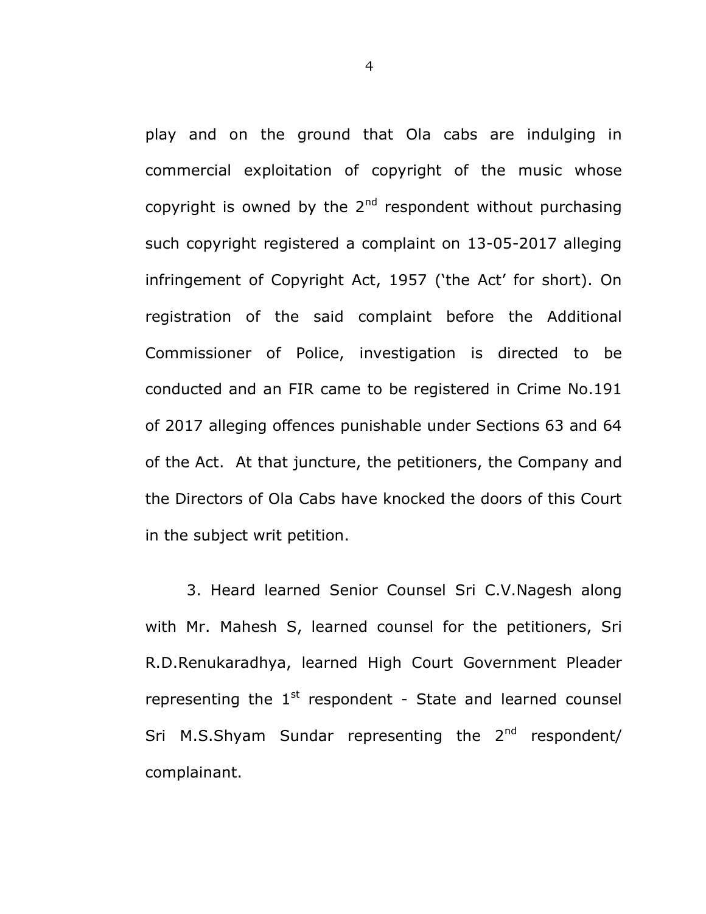play and on the ground that Ola cabs are indulging in commercial exploitation of copyright of the music whose copyright is owned by the 2nd respondent without purchasing such copyright registered a complaint on 13-05-2017 alleging infringement of Copyright Act, 1957 ('the Act' for short). On registration of the said complaint before the Additional Commissioner of Police, investigation is directed to be conducted and an FIR came to be registered in Crime No.191 of 2017 alleging offences punishable under Sections 63 and 64 of the Act. At that juncture, the petitioners, the Company and the Directors of Ola Cabs have knocked the doors of this Court in the subject writ petition.

3. Heard learned Senior Counsel Sri C.V.Nagesh along with Mr. Mahesh S, learned counsel for the petitioners, Sri R.D.Renukaradhya, learned High Court Government Pleader representing the 1st respondent - State and learned counsel Sri M.S.Shyam Sundar representing the 2nd respondent/ complainant.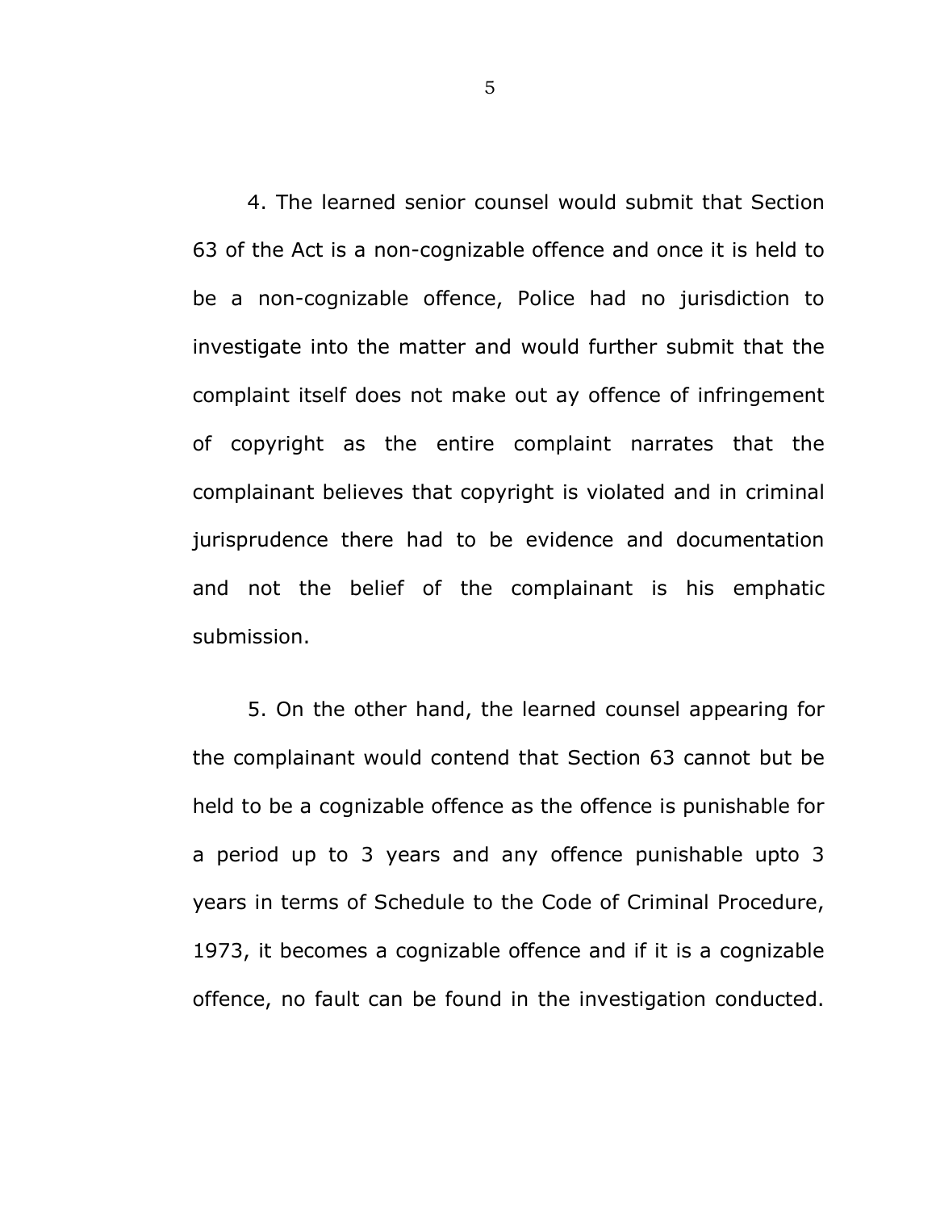4. The learned senior counsel would submit that Section 63 of the Act is a non-cognizable offence and once it is held to be a non-cognizable offence, Police had no jurisdiction to investigate into the matter and would further submit that the complaint itself does not make out ay offence of infringement of copyright as the entire complaint narrates that the complainant believes that copyright is violated and in criminal jurisprudence there had to be evidence and documentation and not the belief of the complainant is his emphatic submission.

5. On the other hand, the learned counsel appearing for the complainant would contend that Section 63 cannot but be held to be a cognizable offence as the offence is punishable for a period up to 3 years and any offence punishable upto 3 years in terms of Schedule to the Code of Criminal Procedure, 1973, it becomes a cognizable offence and if it is a cognizable offence, no fault can be found in the investigation conducted.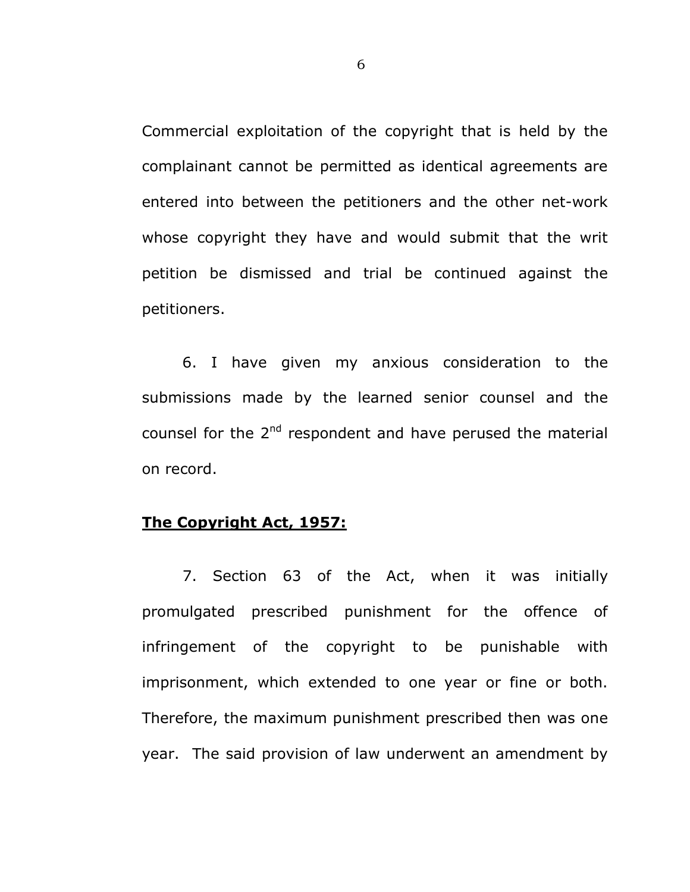Commercial exploitation of the copyright that is held by the complainant cannot be permitted as identical agreements are entered into between the petitioners and the other net-work whose copyright they have and would submit that the writ petition be dismissed and trial be continued against the petitioners.

6. I have given my anxious consideration to the submissions made by the learned senior counsel and the counsel for the 2nd respondent and have perused the material on record.

**<u>The Copyright Act, 1957:</u>**

7. Section 63 of the Act, when it was initially promulgated prescribed punishment for the offence of infringement of the copyright to be punishable with imprisonment, which extended to one year or fine or both. Therefore, the maximum punishment prescribed then was one year. The said provision of law underwent an amendment by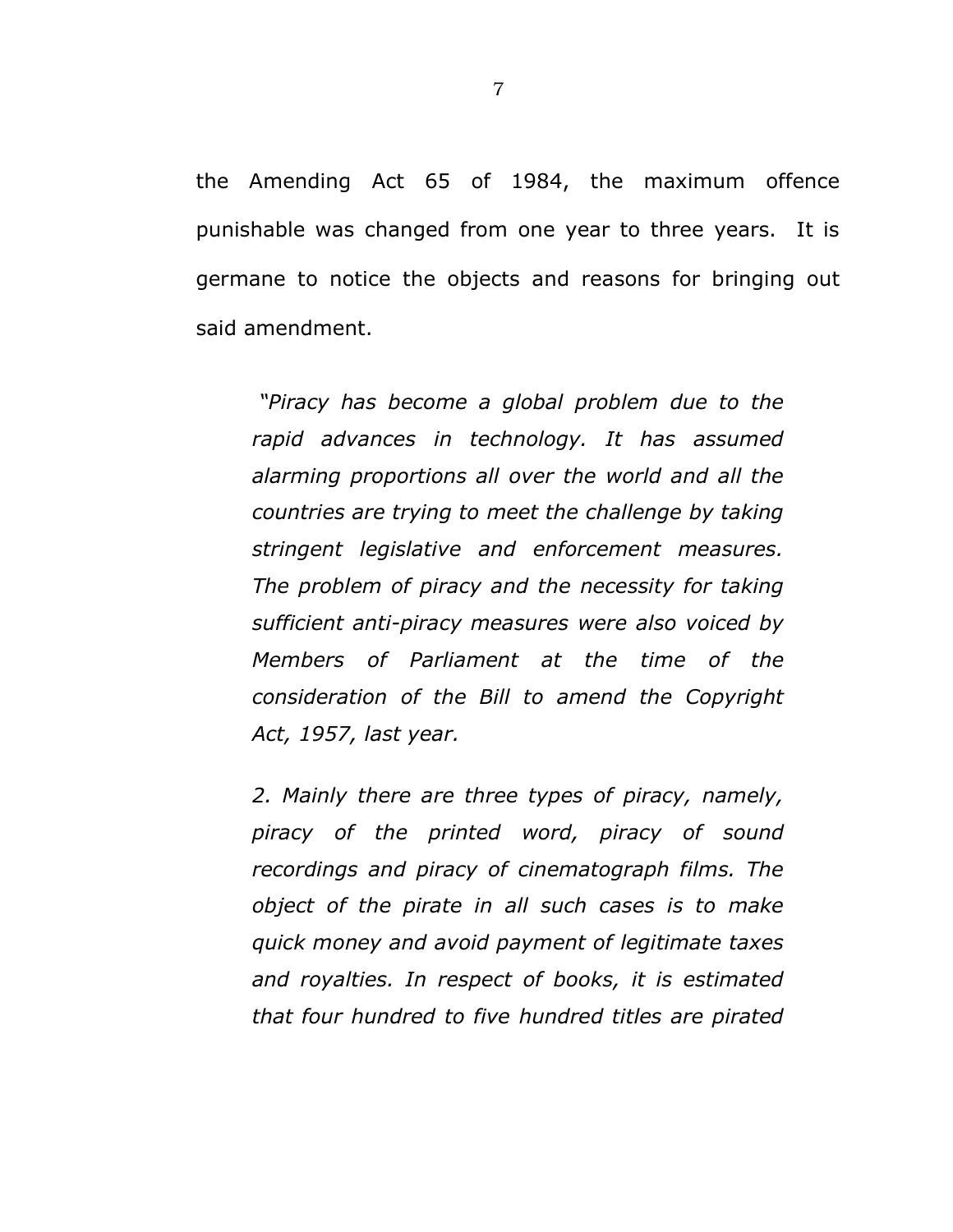the Amending Act 65 of 1984, the maximum offence punishable was changed from one year to three years. It is germane to notice the objects and reasons for bringing out said amendment.

> *"Piracy has become a global problem due to the rapid advances in technology. It has assumed alarming proportions all over the world and all the countries are trying to meet the challenge by taking stringent legislative and enforcement measures. The problem of piracy and the necessity for taking sufficient anti-piracy measures were also voiced by Members of Parliament at the time of the consideration of the Bill to amend the Copyright Act, 1957, last year.*
>
> *2. Mainly there are three types of piracy, namely, piracy of the printed word, piracy of sound recordings and piracy of cinematograph films. The object of the pirate in all such cases is to make quick money and avoid payment of legitimate taxes and royalties. In respect of books, it is estimated that four hundred to five hundred titles are pirated*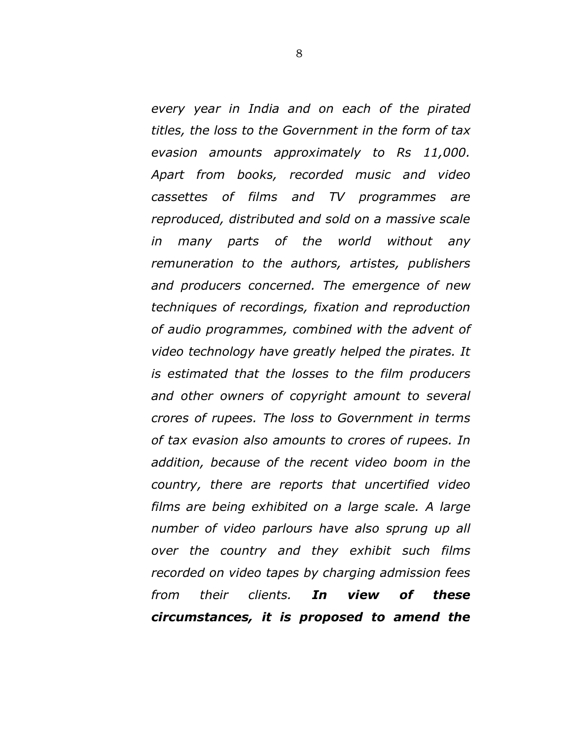*every year in India and on each of the pirated titles, the loss to the Government in the form of tax evasion amounts approximately to Rs 11,000. Apart from books, recorded music and video cassettes of films and TV programmes are reproduced, distributed and sold on a massive scale in many parts of the world without any remuneration to the authors, artistes, publishers and producers concerned. The emergence of new techniques of recordings, fixation and reproduction of audio programmes, combined with the advent of video technology have greatly helped the pirates. It is estimated that the losses to the film producers and other owners of copyright amount to several crores of rupees. The loss to Government in terms of tax evasion also amounts to crores of rupees. In addition, because of the recent video boom in the country, there are reports that uncertified video films are being exhibited on a large scale. A large number of video parlours have also sprung up all over the country and they exhibit such films recorded on video tapes by charging admission fees from their clients.* ***In view of these circumstances, it is proposed to amend the***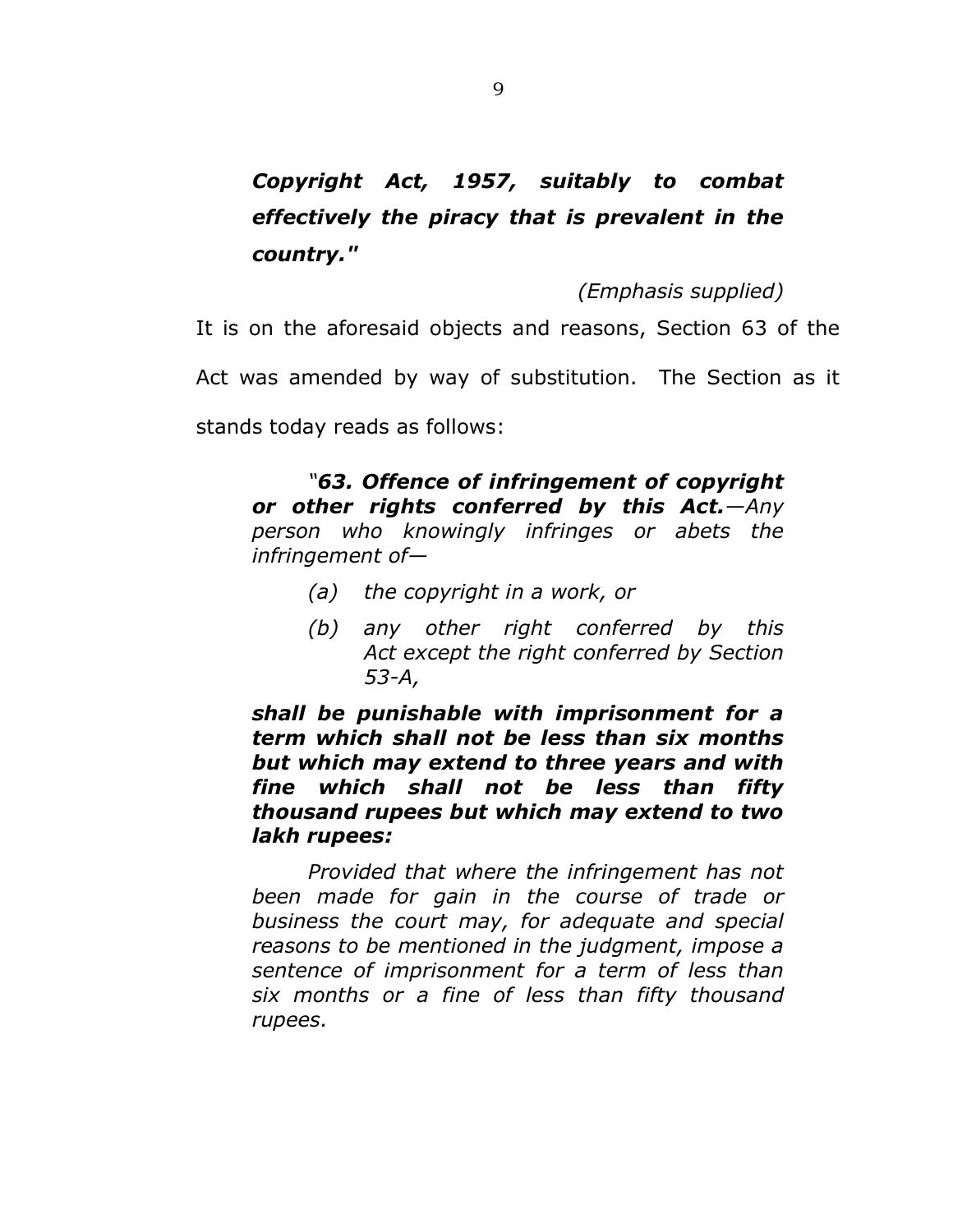> ***Copyright Act, 1957, suitably to combat effectively the piracy that is prevalent in the country."***
>
> *(Emphasis supplied)*

It is on the aforesaid objects and reasons, Section 63 of the Act was amended by way of substitution. The Section as it stands today reads as follows:

> *"**63. Offence of infringement of copyright or other rights conferred by this Act.**—Any person who knowingly infringes or abets the infringement of—*
>
> *(a) the copyright in a work, or*
>
> *(b) any other right conferred by this Act except the right conferred by Section 53-A,*
>
> ***shall be punishable with imprisonment for a term which shall not be less than six months but which may extend to three years and with fine which shall not be less than fifty thousand rupees but which may extend to two lakh rupees:***
>
> *Provided that where the infringement has not been made for gain in the course of trade or business the court may, for adequate and special reasons to be mentioned in the judgment, impose a sentence of imprisonment for a term of less than six months or a fine of less than fifty thousand rupees.*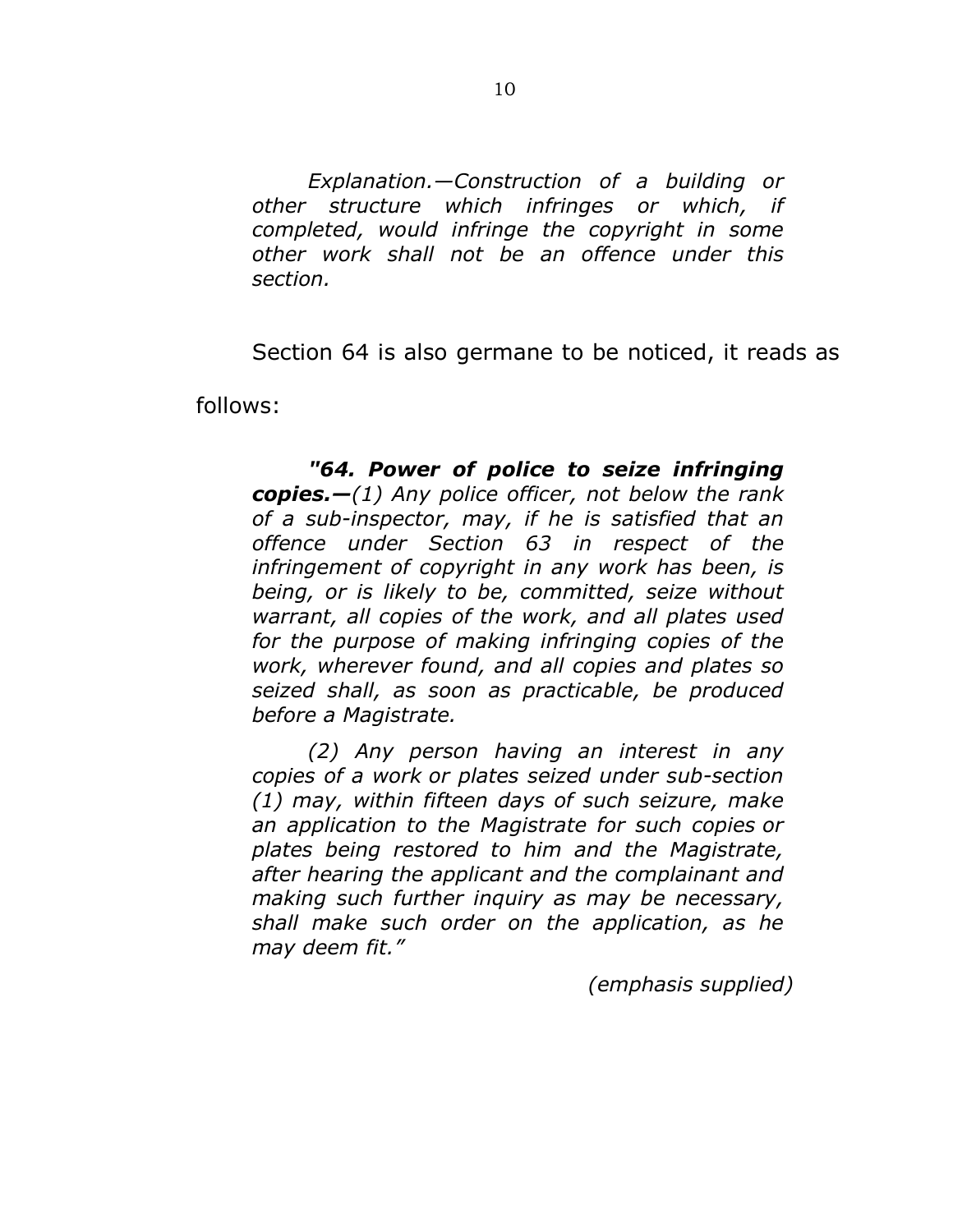> *Explanation.—Construction of a building or other structure which infringes or which, if completed, would infringe the copyright in some other work shall not be an offence under this section.*

Section 64 is also germane to be noticed, it reads as follows:

> ***"64. Power of police to seize infringing copies.—****(1) Any police officer, not below the rank of a sub-inspector, may, if he is satisfied that an offence under Section 63 in respect of the infringement of copyright in any work has been, is being, or is likely to be, committed, seize without warrant, all copies of the work, and all plates used for the purpose of making infringing copies of the work, wherever found, and all copies and plates so seized shall, as soon as practicable, be produced before a Magistrate.*
>
> *(2) Any person having an interest in any copies of a work or plates seized under sub-section (1) may, within fifteen days of such seizure, make an application to the Magistrate for such copies or plates being restored to him and the Magistrate, after hearing the applicant and the complainant and making such further inquiry as may be necessary, shall make such order on the application, as he may deem fit."*
>
> *(emphasis supplied)*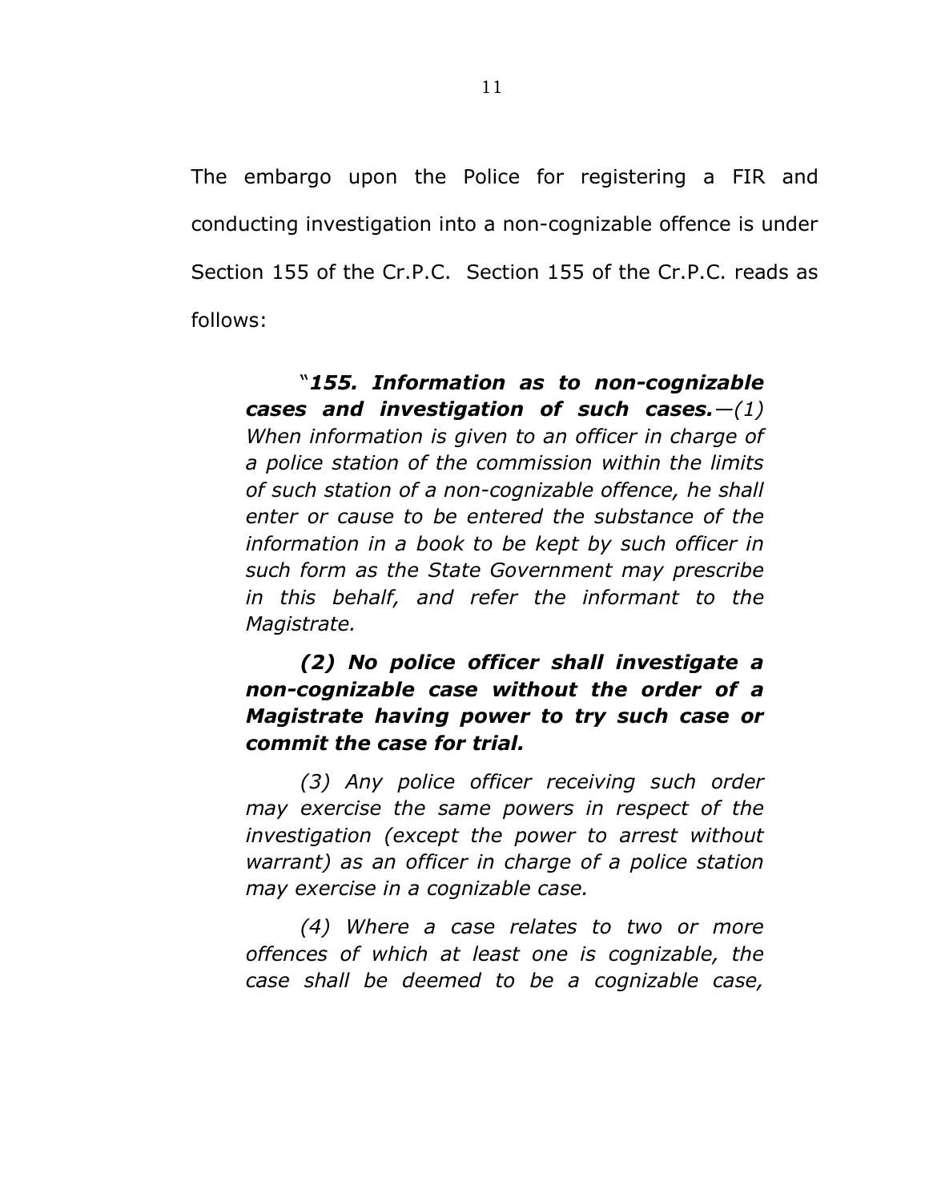The embargo upon the Police for registering a FIR and conducting investigation into a non-cognizable offence is under Section 155 of the Cr.P.C. Section 155 of the Cr.P.C. reads as follows:

> "***155. Information as to non-cognizable cases and investigation of such cases.***—*(1) When information is given to an officer in charge of a police station of the commission within the limits of such station of a non-cognizable offence, he shall enter or cause to be entered the substance of the information in a book to be kept by such officer in such form as the State Government may prescribe in this behalf, and refer the informant to the Magistrate.*
>
> ***(2) No police officer shall investigate a non-cognizable case without the order of a Magistrate having power to try such case or commit the case for trial.***
>
> *(3) Any police officer receiving such order may exercise the same powers in respect of the investigation (except the power to arrest without warrant) as an officer in charge of a police station may exercise in a cognizable case.*
>
> *(4) Where a case relates to two or more offences of which at least one is cognizable, the case shall be deemed to be a cognizable case,*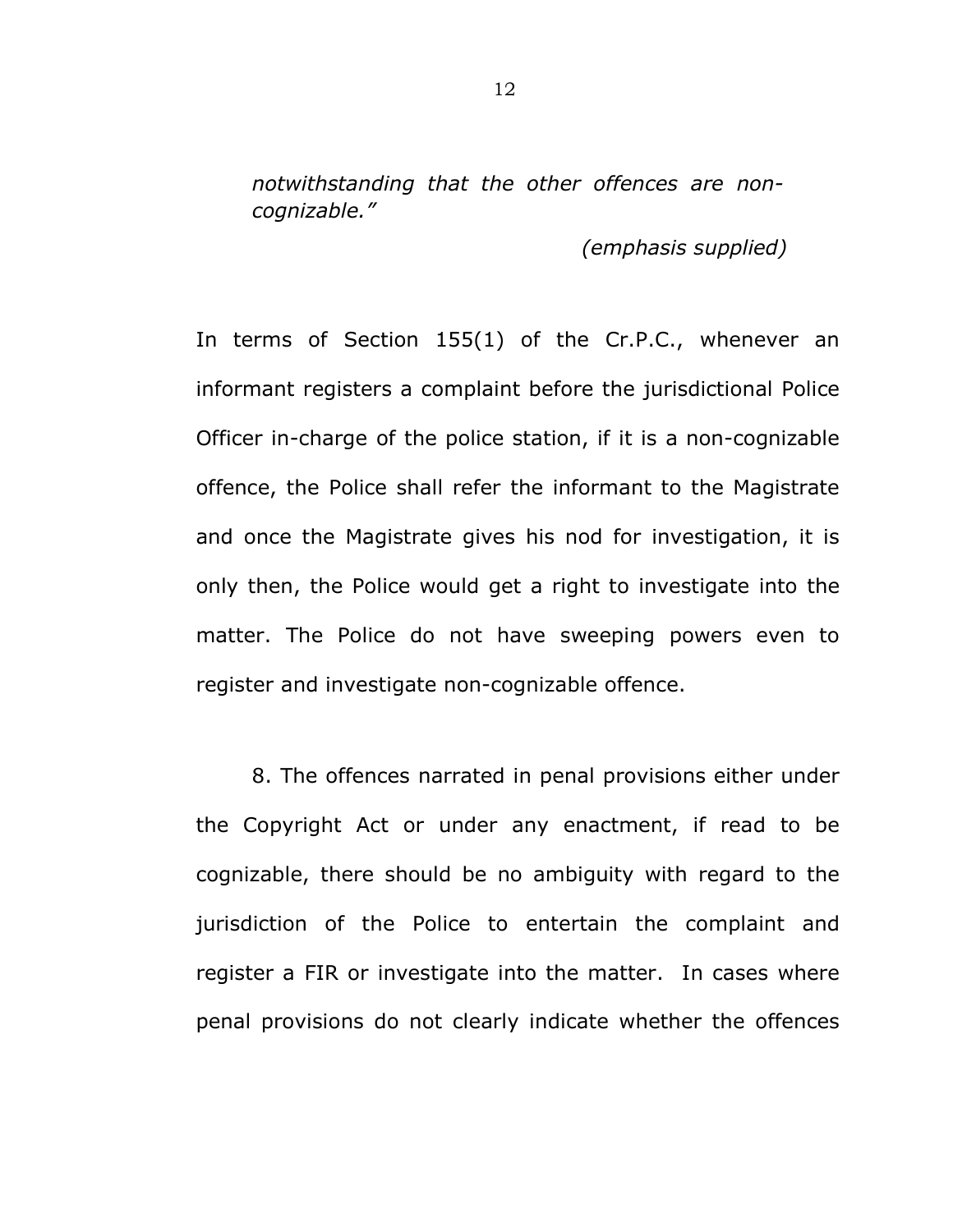*notwithstanding that the other offences are non-cognizable."*

*(emphasis supplied)*

In terms of Section 155(1) of the Cr.P.C., whenever an informant registers a complaint before the jurisdictional Police Officer in-charge of the police station, if it is a non-cognizable offence, the Police shall refer the informant to the Magistrate and once the Magistrate gives his nod for investigation, it is only then, the Police would get a right to investigate into the matter. The Police do not have sweeping powers even to register and investigate non-cognizable offence.

8. The offences narrated in penal provisions either under the Copyright Act or under any enactment, if read to be cognizable, there should be no ambiguity with regard to the jurisdiction of the Police to entertain the complaint and register a FIR or investigate into the matter. In cases where penal provisions do not clearly indicate whether the offences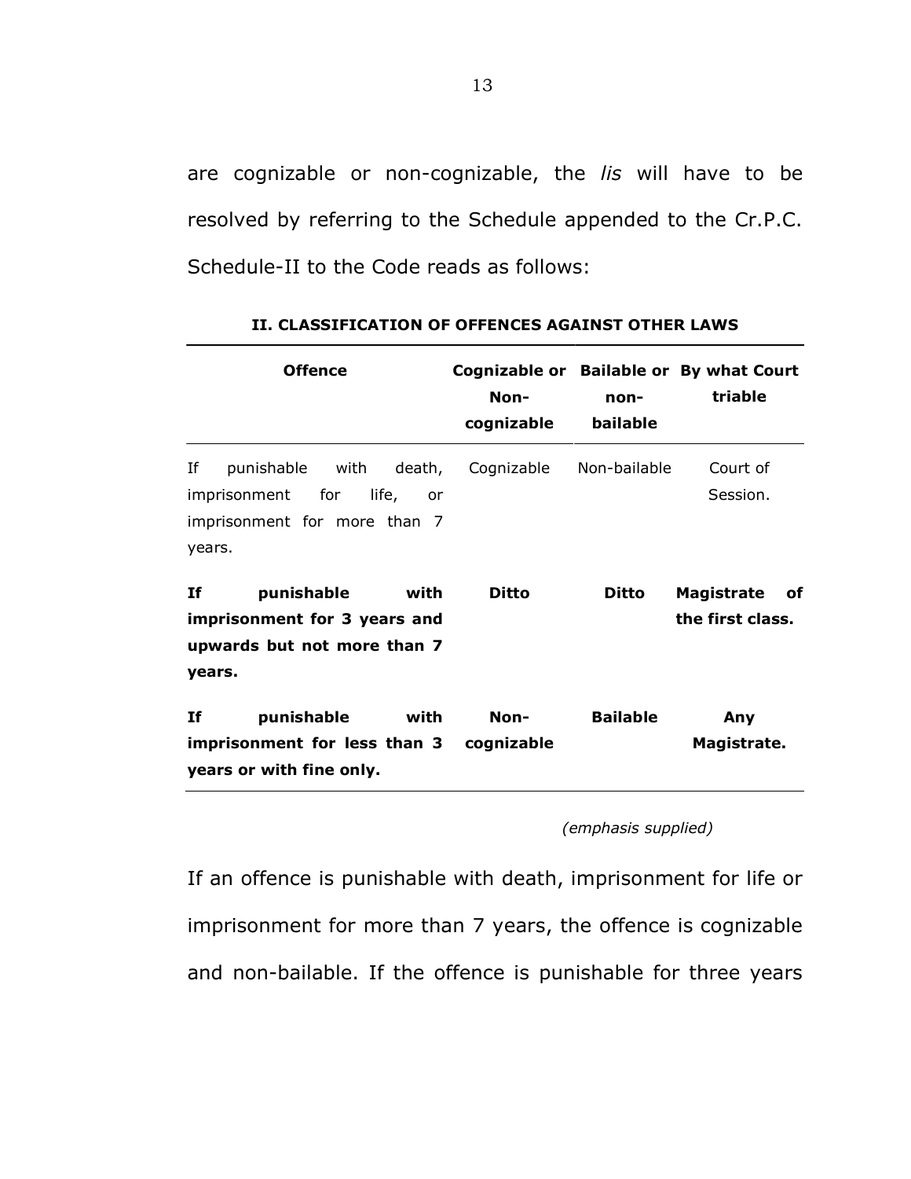are cognizable or non-cognizable, the *lis* will have to be resolved by referring to the Schedule appended to the Cr.P.C. Schedule-II to the Code reads as follows:

**II. CLASSIFICATION OF OFFENCES AGAINST OTHER LAWS**

| Offence | Cognizable or Non-cognizable | Bailable or non-bailable | By what Court triable |
|---|---|---|---|
| If punishable with death, imprisonment for life, or imprisonment for more than 7 years. | Cognizable | Non-bailable | Court of Session. |
| **If punishable with imprisonment for 3 years and upwards but not more than 7 years.** | **Ditto** | **Ditto** | **Magistrate of the first class.** |
| **If punishable with imprisonment for less than 3 years or with fine only.** | **Non-cognizable** | **Bailable** | **Any Magistrate.** |

*(emphasis supplied)*

If an offence is punishable with death, imprisonment for life or imprisonment for more than 7 years, the offence is cognizable and non-bailable. If the offence is punishable for three years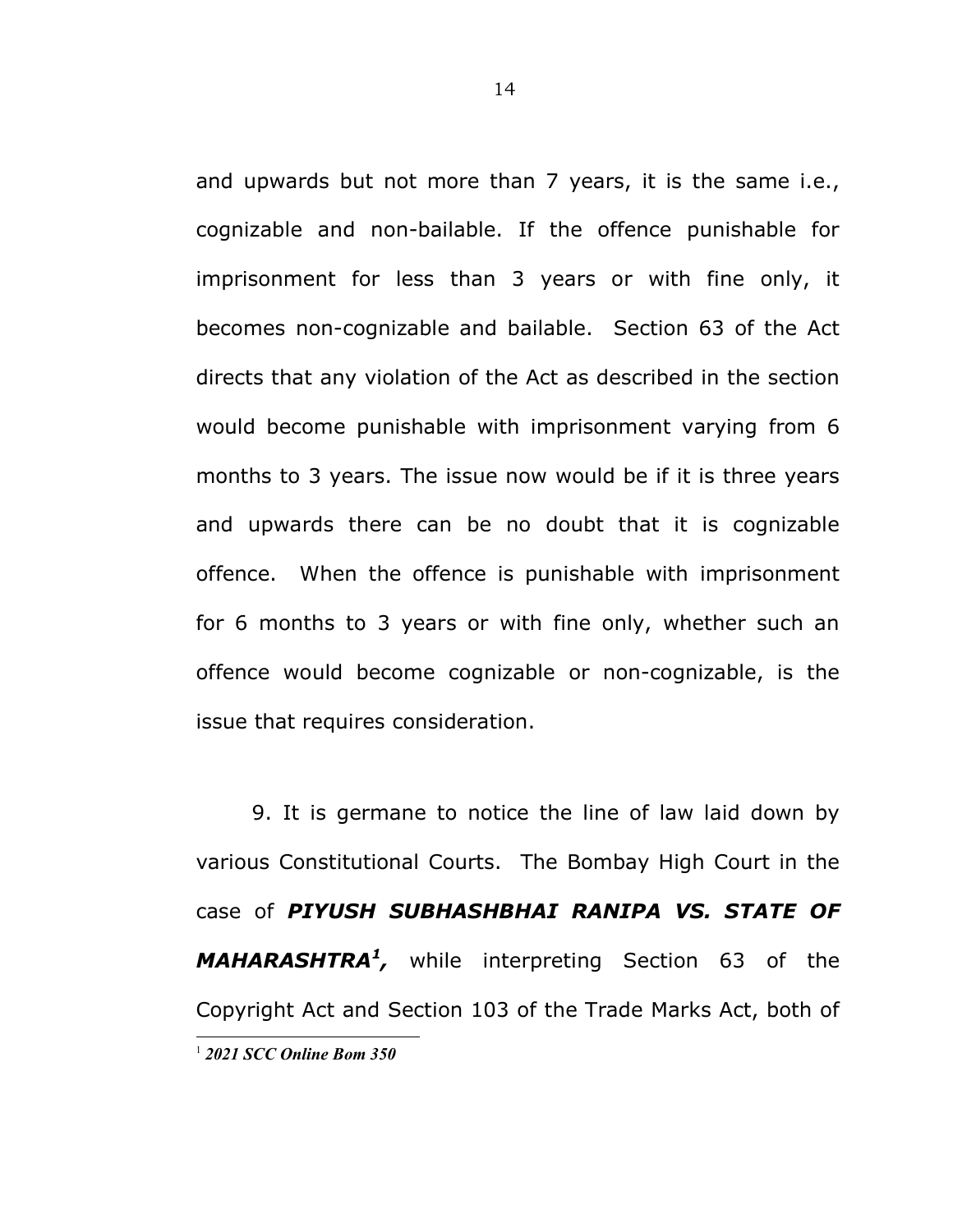and upwards but not more than 7 years, it is the same i.e., cognizable and non-bailable. If the offence punishable for imprisonment for less than 3 years or with fine only, it becomes non-cognizable and bailable. Section 63 of the Act directs that any violation of the Act as described in the section would become punishable with imprisonment varying from 6 months to 3 years. The issue now would be if it is three years and upwards there can be no doubt that it is cognizable offence. When the offence is punishable with imprisonment for 6 months to 3 years or with fine only, whether such an offence would become cognizable or non-cognizable, is the issue that requires consideration.

9. It is germane to notice the line of law laid down by various Constitutional Courts. The Bombay High Court in the case of ***PIYUSH SUBHASHBHAI RANIPA VS. STATE OF MAHARASHTRA***[1]***,*** while interpreting Section 63 of the Copyright Act and Section 103 of the Trade Marks Act, both of

---

[1] ***2021 SCC Online Bom 350***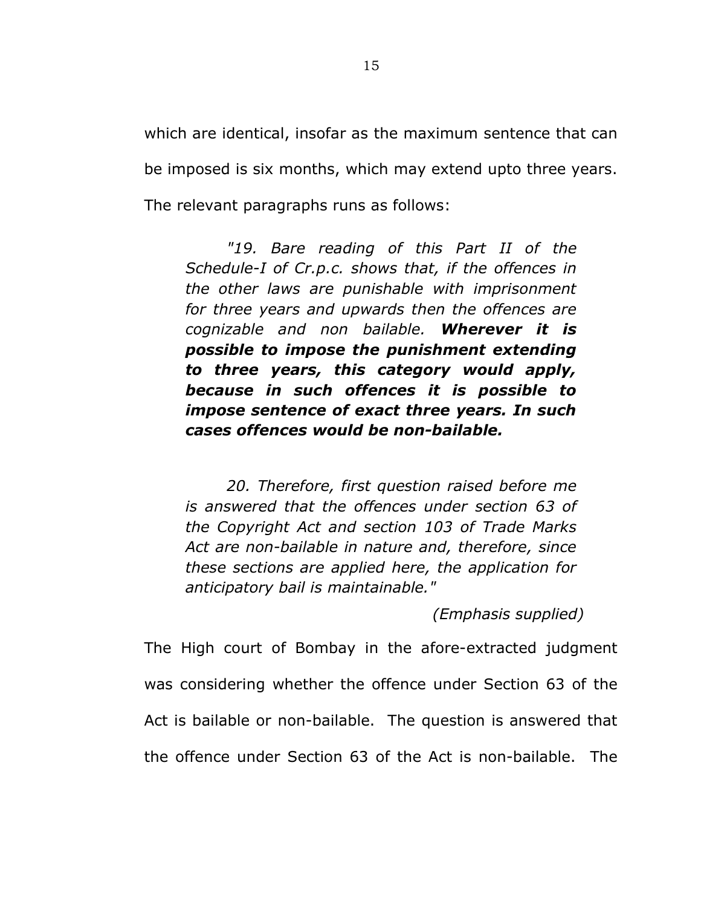which are identical, insofar as the maximum sentence that can be imposed is six months, which may extend upto three years. The relevant paragraphs runs as follows:

> *"19. Bare reading of this Part II of the Schedule-I of Cr.p.c. shows that, if the offences in the other laws are punishable with imprisonment for three years and upwards then the offences are cognizable and non bailable.* ***Wherever it is possible to impose the punishment extending to three years, this category would apply, because in such offences it is possible to impose sentence of exact three years. In such cases offences would be non-bailable.***
>
> *20. Therefore, first question raised before me is answered that the offences under section 63 of the Copyright Act and section 103 of Trade Marks Act are non-bailable in nature and, therefore, since these sections are applied here, the application for anticipatory bail is maintainable."*
>
> *(Emphasis supplied)*

The High court of Bombay in the afore-extracted judgment was considering whether the offence under Section 63 of the Act is bailable or non-bailable. The question is answered that the offence under Section 63 of the Act is non-bailable. The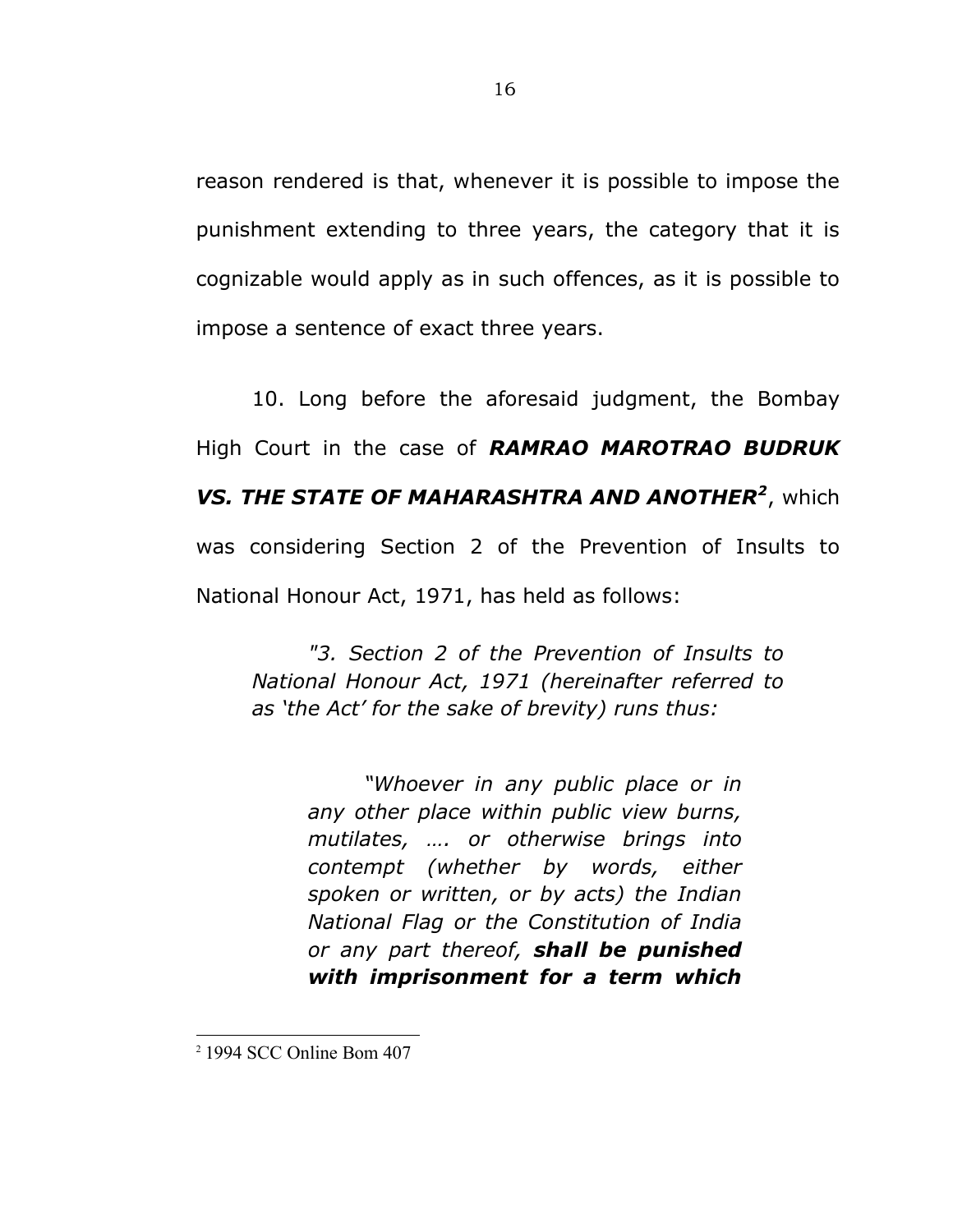reason rendered is that, whenever it is possible to impose the punishment extending to three years, the category that it is cognizable would apply as in such offences, as it is possible to impose a sentence of exact three years.

10. Long before the aforesaid judgment, the Bombay High Court in the case of ***RAMRAO MAROTRAO BUDRUK VS. THE STATE OF MAHARASHTRA AND ANOTHER***[2], which was considering Section 2 of the Prevention of Insults to National Honour Act, 1971, has held as follows:

> *"3. Section 2 of the Prevention of Insults to National Honour Act, 1971 (hereinafter referred to as 'the Act' for the sake of brevity) runs thus:*
>
> > *"Whoever in any public place or in any other place within public view burns, mutilates, …. or otherwise brings into contempt (whether by words, either spoken or written, or by acts) the Indian National Flag or the Constitution of India or any part thereof,* ***shall be punished with imprisonment for a term which***

---

[2] 1994 SCC Online Bom 407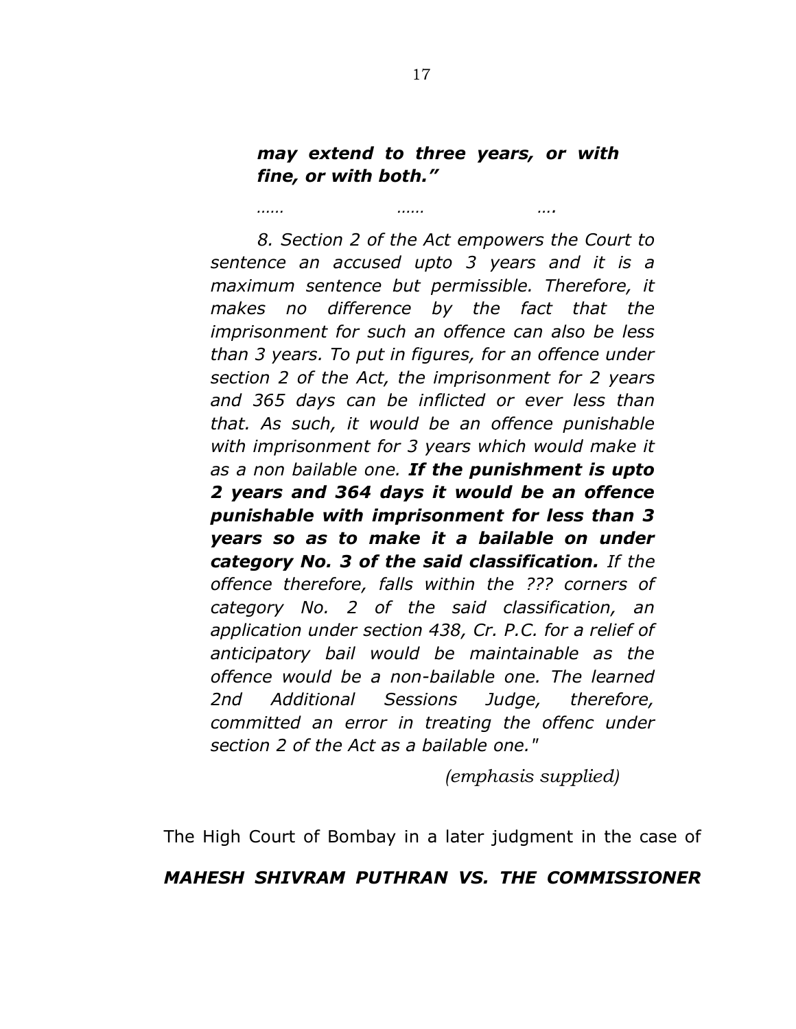> ***may extend to three years, or with fine, or with both."***
>
> *……                ……                ….*
>
> *8. Section 2 of the Act empowers the Court to sentence an accused upto 3 years and it is a maximum sentence but permissible. Therefore, it makes no difference by the fact that the imprisonment for such an offence can also be less than 3 years. To put in figures, for an offence under section 2 of the Act, the imprisonment for 2 years and 365 days can be inflicted or ever less than that. As such, it would be an offence punishable with imprisonment for 3 years which would make it as a non bailable one.* ***If the punishment is upto 2 years and 364 days it would be an offence punishable with imprisonment for less than 3 years so as to make it a bailable on under category No. 3 of the said classification.*** *If the offence therefore, falls within the ??? corners of category No. 2 of the said classification, an application under section 438, Cr. P.C. for a relief of anticipatory bail would be maintainable as the offence would be a non-bailable one. The learned 2nd Additional Sessions Judge, therefore, committed an error in treating the offenc under section 2 of the Act as a bailable one."*
>
> *(emphasis supplied)*

The High Court of Bombay in a later judgment in the case of ***MAHESH SHIVRAM PUTHRAN VS. THE COMMISSIONER***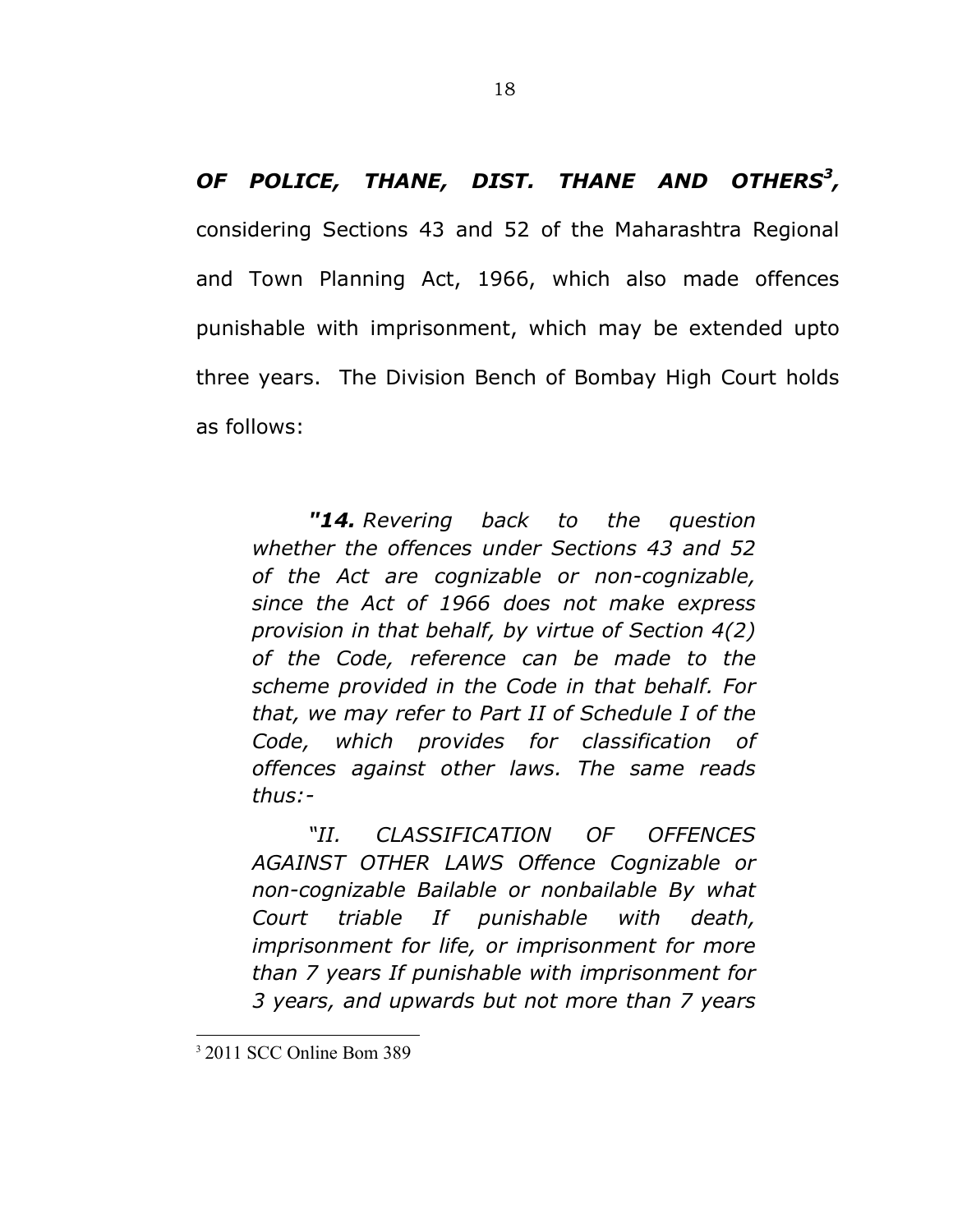***OF POLICE, THANE, DIST. THANE AND OTHERS*[3], **considering Sections 43 and 52 of the Maharashtra Regional and Town Planning Act, 1966, which also made offences punishable with imprisonment, which may be extended upto three years. The Division Bench of Bombay High Court holds as follows:

> ***"14.*** *Revering back to the question whether the offences under Sections 43 and 52 of the Act are cognizable or non-cognizable, since the Act of 1966 does not make express provision in that behalf, by virtue of Section 4(2) of the Code, reference can be made to the scheme provided in the Code in that behalf. For that, we may refer to Part II of Schedule I of the Code, which provides for classification of offences against other laws. The same reads thus:-*
>
> *"II. CLASSIFICATION OF OFFENCES AGAINST OTHER LAWS Offence Cognizable or non-cognizable Bailable or nonbailable By what Court triable If punishable with death, imprisonment for life, or imprisonment for more than 7 years If punishable with imprisonment for 3 years, and upwards but not more than 7 years*

[3] 2011 SCC Online Bom 389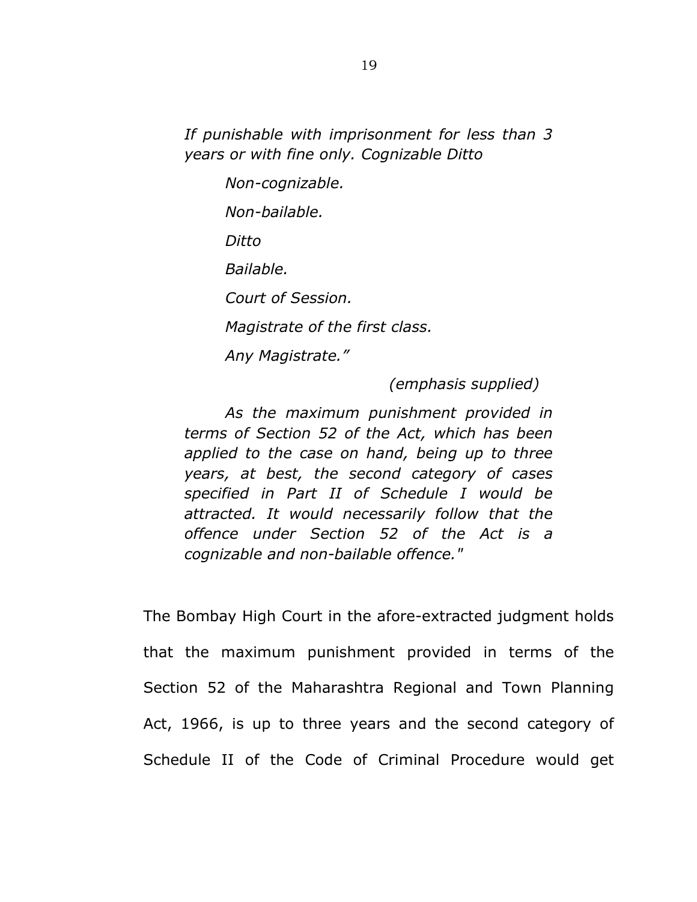*If punishable with imprisonment for less than 3 years or with fine only. Cognizable Ditto*

*Non-cognizable.*

*Non-bailable.*

*Ditto*

*Bailable.*

*Court of Session.*

*Magistrate of the first class.*

*Any Magistrate."*

*(emphasis supplied)*

*As the maximum punishment provided in terms of Section 52 of the Act, which has been applied to the case on hand, being up to three years, at best, the second category of cases specified in Part II of Schedule I would be attracted. It would necessarily follow that the offence under Section 52 of the Act is a cognizable and non-bailable offence."*

The Bombay High Court in the afore-extracted judgment holds that the maximum punishment provided in terms of the Section 52 of the Maharashtra Regional and Town Planning Act, 1966, is up to three years and the second category of Schedule II of the Code of Criminal Procedure would get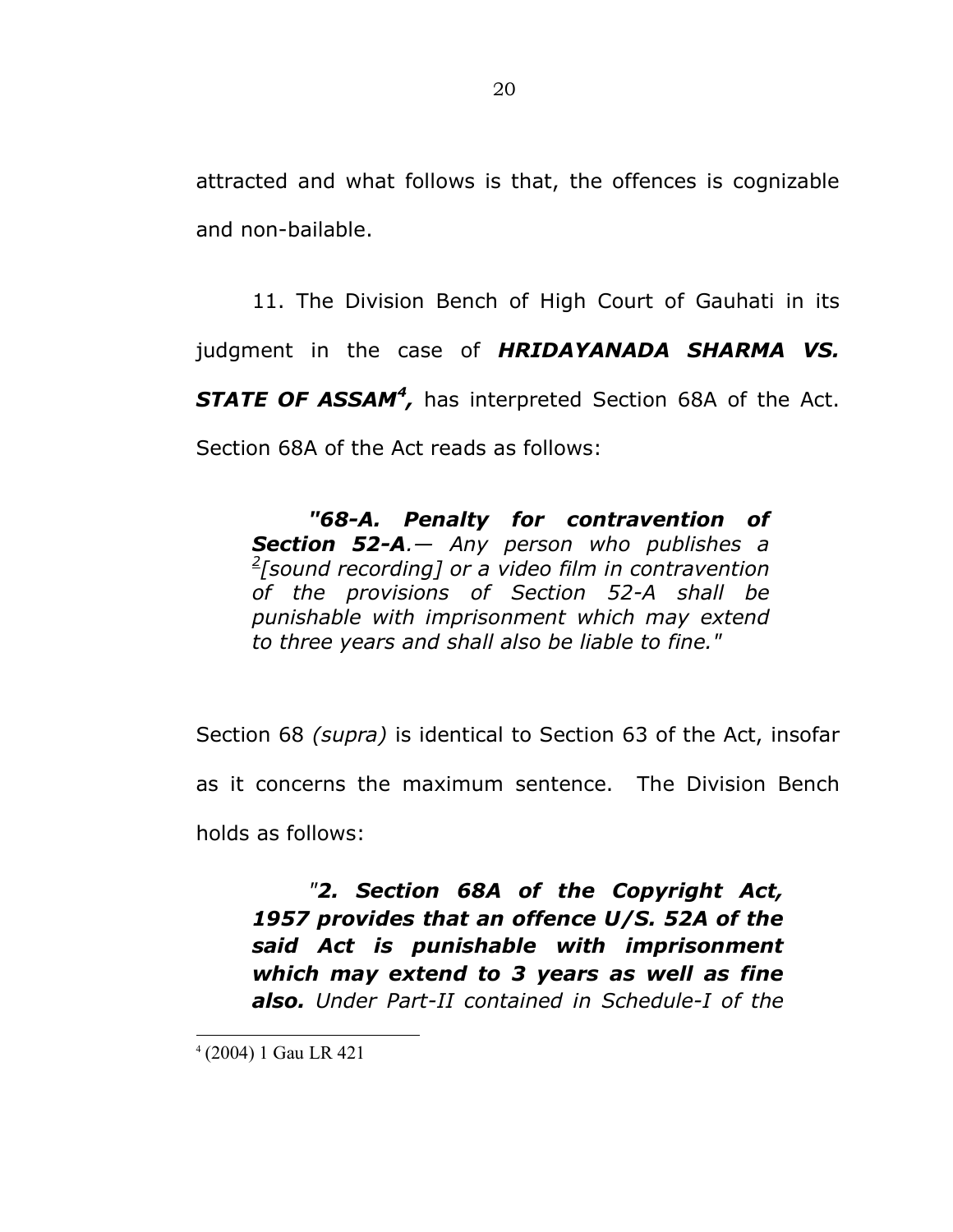attracted and what follows is that, the offences is cognizable and non-bailable.

11. The Division Bench of High Court of Gauhati in its judgment in the case of ***HRIDAYANADA SHARMA VS. STATE OF ASSAM***[4]***,*** has interpreted Section 68A of the Act. Section 68A of the Act reads as follows:

> *"**68-A. Penalty for contravention of Section 52-A**.— Any person who publishes a* [2]*[sound recording] or a video film in contravention of the provisions of Section 52-A shall be punishable with imprisonment which may extend to three years and shall also be liable to fine."*

Section 68 *(supra)* is identical to Section 63 of the Act, insofar as it concerns the maximum sentence. The Division Bench holds as follows:

> *"**2. Section 68A of the Copyright Act, 1957 provides that an offence U/S. 52A of the said Act is punishable with imprisonment which may extend to 3 years as well as fine also.** Under Part-II contained in Schedule-I of the*

---

[4] (2004) 1 Gau LR 421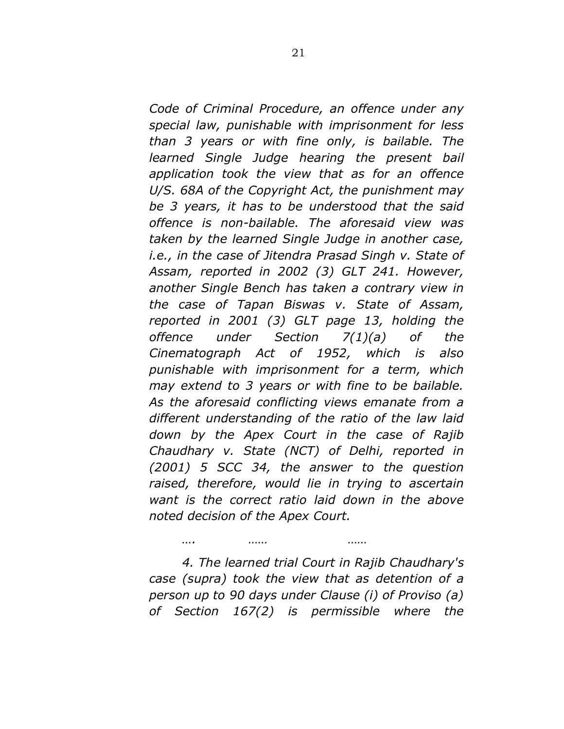*Code of Criminal Procedure, an offence under any special law, punishable with imprisonment for less than 3 years or with fine only, is bailable. The learned Single Judge hearing the present bail application took the view that as for an offence U/S. 68A of the Copyright Act, the punishment may be 3 years, it has to be understood that the said offence is non-bailable. The aforesaid view was taken by the learned Single Judge in another case, i.e., in the case of Jitendra Prasad Singh v. State of Assam, reported in 2002 (3) GLT 241. However, another Single Bench has taken a contrary view in the case of Tapan Biswas v. State of Assam, reported in 2001 (3) GLT page 13, holding the offence under Section 7(1)(a) of the Cinematograph Act of 1952, which is also punishable with imprisonment for a term, which may extend to 3 years or with fine to be bailable. As the aforesaid conflicting views emanate from a different understanding of the ratio of the law laid down by the Apex Court in the case of Rajib Chaudhary v. State (NCT) of Delhi, reported in (2001) 5 SCC 34, the answer to the question raised, therefore, would lie in trying to ascertain want is the correct ratio laid down in the above noted decision of the Apex Court.*

*….        ……        ……*

*4. The learned trial Court in Rajib Chaudhary's case (supra) took the view that as detention of a person up to 90 days under Clause (i) of Proviso (a) of Section 167(2) is permissible where the*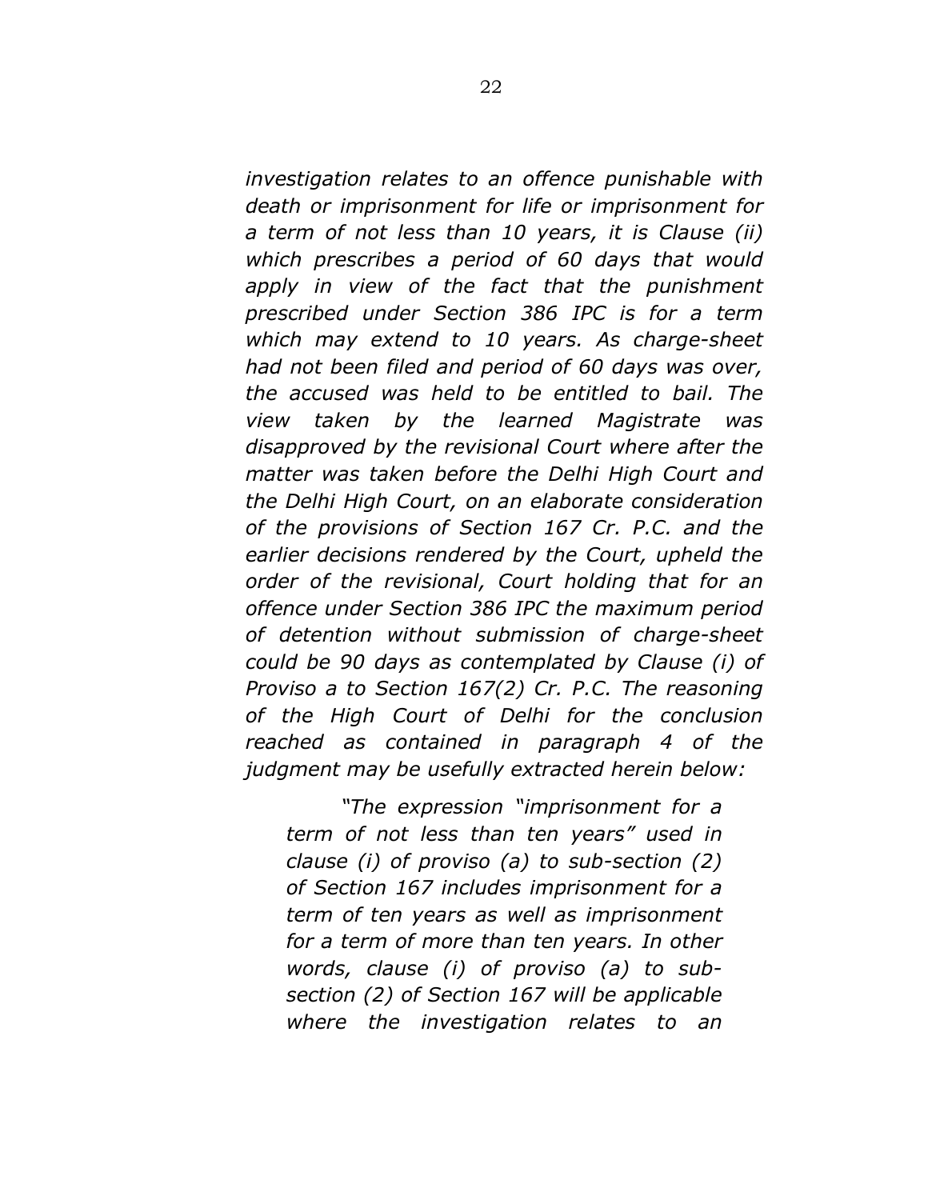*investigation relates to an offence punishable with death or imprisonment for life or imprisonment for a term of not less than 10 years, it is Clause (ii) which prescribes a period of 60 days that would apply in view of the fact that the punishment prescribed under Section 386 IPC is for a term which may extend to 10 years. As charge-sheet had not been filed and period of 60 days was over, the accused was held to be entitled to bail. The view taken by the learned Magistrate was disapproved by the revisional Court where after the matter was taken before the Delhi High Court and the Delhi High Court, on an elaborate consideration of the provisions of Section 167 Cr. P.C. and the earlier decisions rendered by the Court, upheld the order of the revisional, Court holding that for an offence under Section 386 IPC the maximum period of detention without submission of charge-sheet could be 90 days as contemplated by Clause (i) of Proviso a to Section 167(2) Cr. P.C. The reasoning of the High Court of Delhi for the conclusion reached as contained in paragraph 4 of the judgment may be usefully extracted herein below:*

> *"The expression "imprisonment for a term of not less than ten years" used in clause (i) of proviso (a) to sub-section (2) of Section 167 includes imprisonment for a term of ten years as well as imprisonment for a term of more than ten years. In other words, clause (i) of proviso (a) to sub-section (2) of Section 167 will be applicable where the investigation relates to an*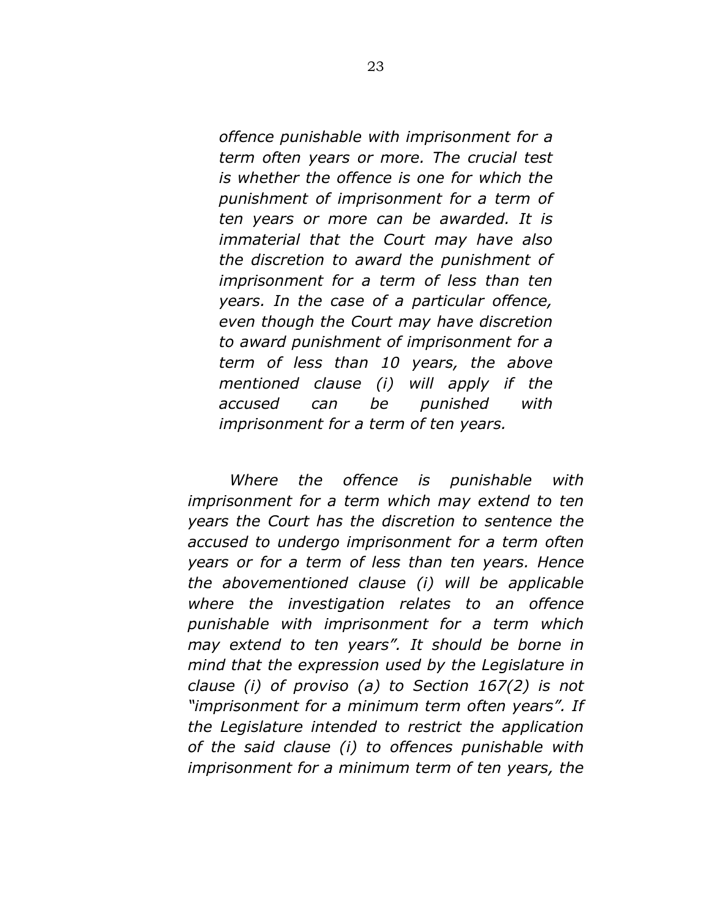*offence punishable with imprisonment for a term often years or more. The crucial test is whether the offence is one for which the punishment of imprisonment for a term of ten years or more can be awarded. It is immaterial that the Court may have also the discretion to award the punishment of imprisonment for a term of less than ten years. In the case of a particular offence, even though the Court may have discretion to award punishment of imprisonment for a term of less than 10 years, the above mentioned clause (i) will apply if the accused can be punished with imprisonment for a term of ten years.*

*Where the offence is punishable with imprisonment for a term which may extend to ten years the Court has the discretion to sentence the accused to undergo imprisonment for a term often years or for a term of less than ten years. Hence the abovementioned clause (i) will be applicable where the investigation relates to an offence punishable with imprisonment for a term which may extend to ten years". It should be borne in mind that the expression used by the Legislature in clause (i) of proviso (a) to Section 167(2) is not "imprisonment for a minimum term often years". If the Legislature intended to restrict the application of the said clause (i) to offences punishable with imprisonment for a minimum term of ten years, the*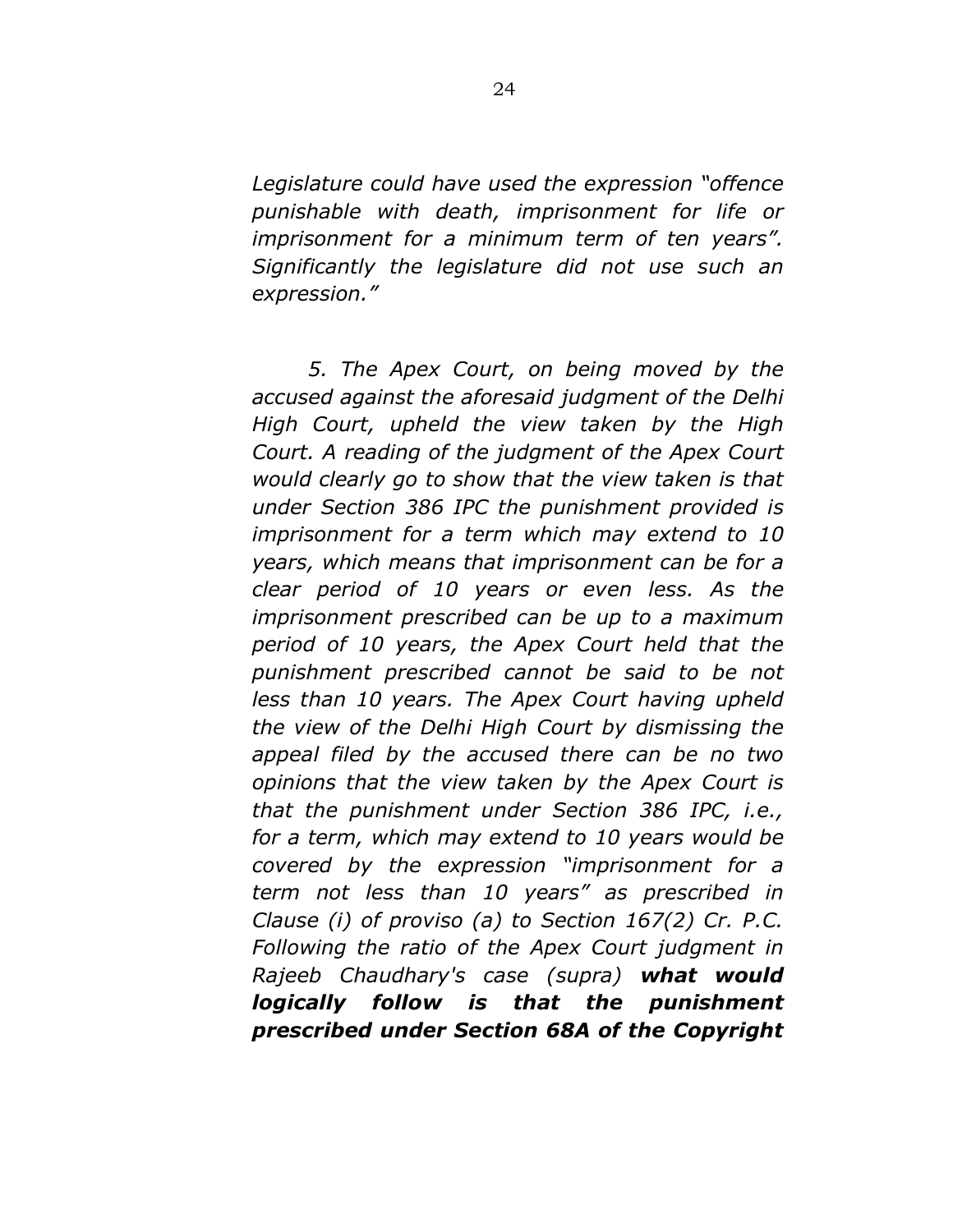*Legislature could have used the expression "offence punishable with death, imprisonment for life or imprisonment for a minimum term of ten years". Significantly the legislature did not use such an expression."*

*5. The Apex Court, on being moved by the accused against the aforesaid judgment of the Delhi High Court, upheld the view taken by the High Court. A reading of the judgment of the Apex Court would clearly go to show that the view taken is that under Section 386 IPC the punishment provided is imprisonment for a term which may extend to 10 years, which means that imprisonment can be for a clear period of 10 years or even less. As the imprisonment prescribed can be up to a maximum period of 10 years, the Apex Court held that the punishment prescribed cannot be said to be not less than 10 years. The Apex Court having upheld the view of the Delhi High Court by dismissing the appeal filed by the accused there can be no two opinions that the view taken by the Apex Court is that the punishment under Section 386 IPC, i.e., for a term, which may extend to 10 years would be covered by the expression "imprisonment for a term not less than 10 years" as prescribed in Clause (i) of proviso (a) to Section 167(2) Cr. P.C. Following the ratio of the Apex Court judgment in Rajeeb Chaudhary's case (supra)* ***what would logically follow is that the punishment prescribed under Section 68A of the Copyright***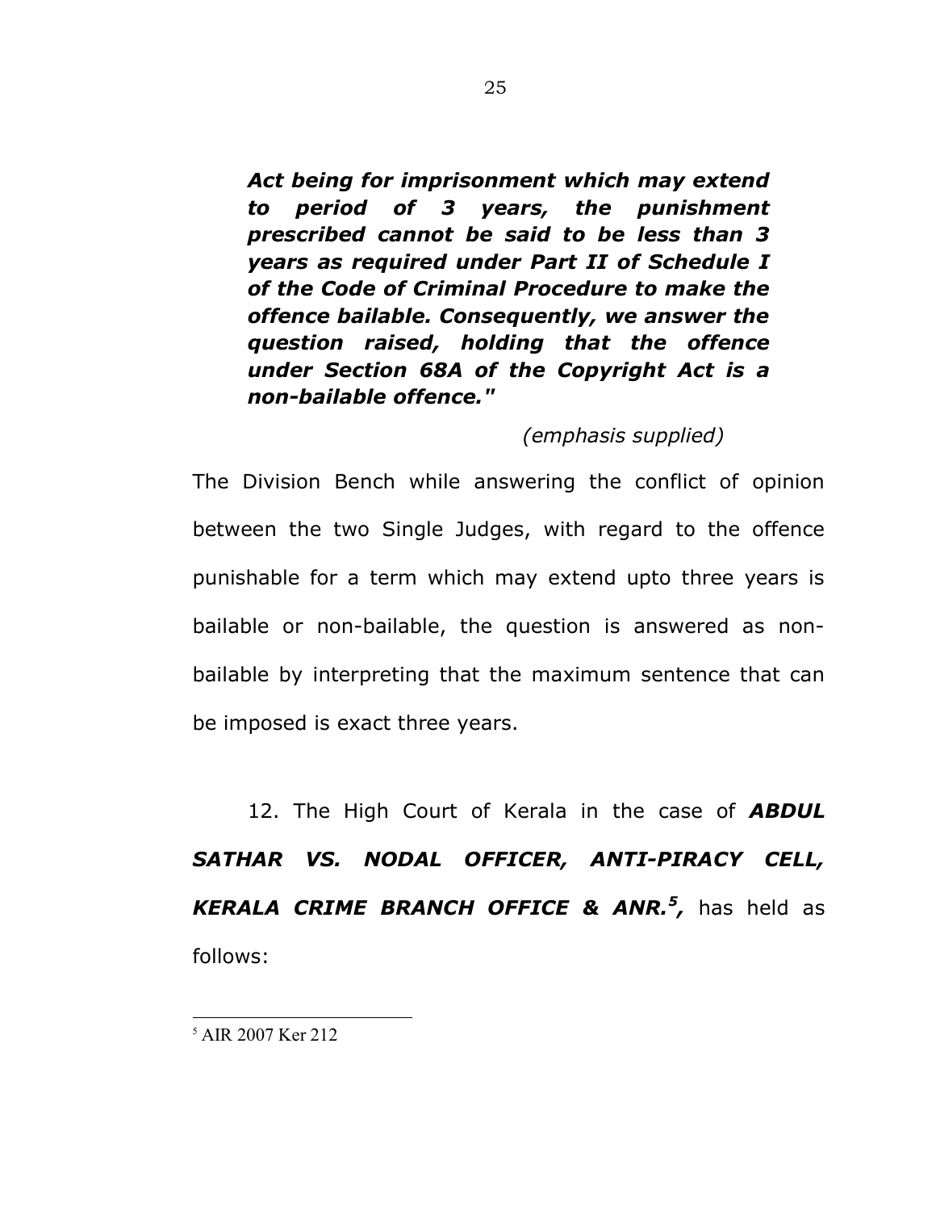> ***Act being for imprisonment which may extend to period of 3 years, the punishment prescribed cannot be said to be less than 3 years as required under Part II of Schedule I of the Code of Criminal Procedure to make the offence bailable. Consequently, we answer the question raised, holding that the offence under Section 68A of the Copyright Act is a non-bailable offence."***
>
> *(emphasis supplied)*

The Division Bench while answering the conflict of opinion between the two Single Judges, with regard to the offence punishable for a term which may extend upto three years is bailable or non-bailable, the question is answered as non-bailable by interpreting that the maximum sentence that can be imposed is exact three years.

12. The High Court of Kerala in the case of ***ABDUL SATHAR VS. NODAL OFFICER, ANTI-PIRACY CELL, KERALA CRIME BRANCH OFFICE & ANR.[5]***, has held as follows:

---

[5] AIR 2007 Ker 212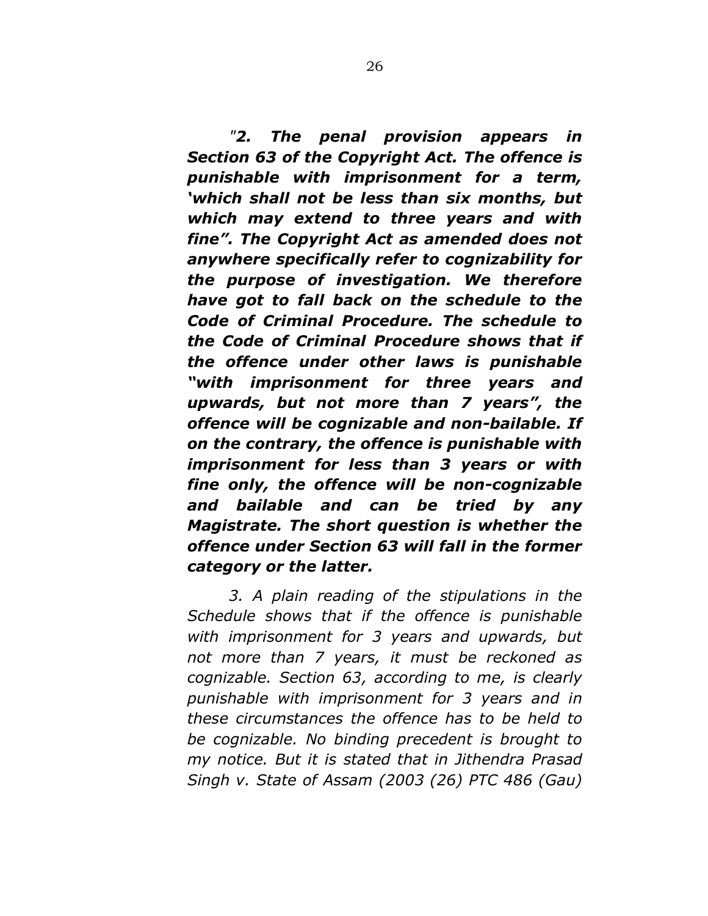*"**2. The penal provision appears in Section 63 of the Copyright Act. The offence is punishable with imprisonment for a term, 'which shall not be less than six months, but which may extend to three years and with fine". The Copyright Act as amended does not anywhere specifically refer to cognizability for the purpose of investigation. We therefore have got to fall back on the schedule to the Code of Criminal Procedure. The schedule to the Code of Criminal Procedure shows that if the offence under other laws is punishable "with imprisonment for three years and upwards, but not more than 7 years", the offence will be cognizable and non-bailable. If on the contrary, the offence is punishable with imprisonment for less than 3 years or with fine only, the offence will be non-cognizable and bailable and can be tried by any Magistrate. The short question is whether the offence under Section 63 will fall in the former category or the latter.***

*3. A plain reading of the stipulations in the Schedule shows that if the offence is punishable with imprisonment for 3 years and upwards, but not more than 7 years, it must be reckoned as cognizable. Section 63, according to me, is clearly punishable with imprisonment for 3 years and in these circumstances the offence has to be held to be cognizable. No binding precedent is brought to my notice. But it is stated that in Jithendra Prasad Singh v. State of Assam (2003 (26) PTC 486 (Gau)*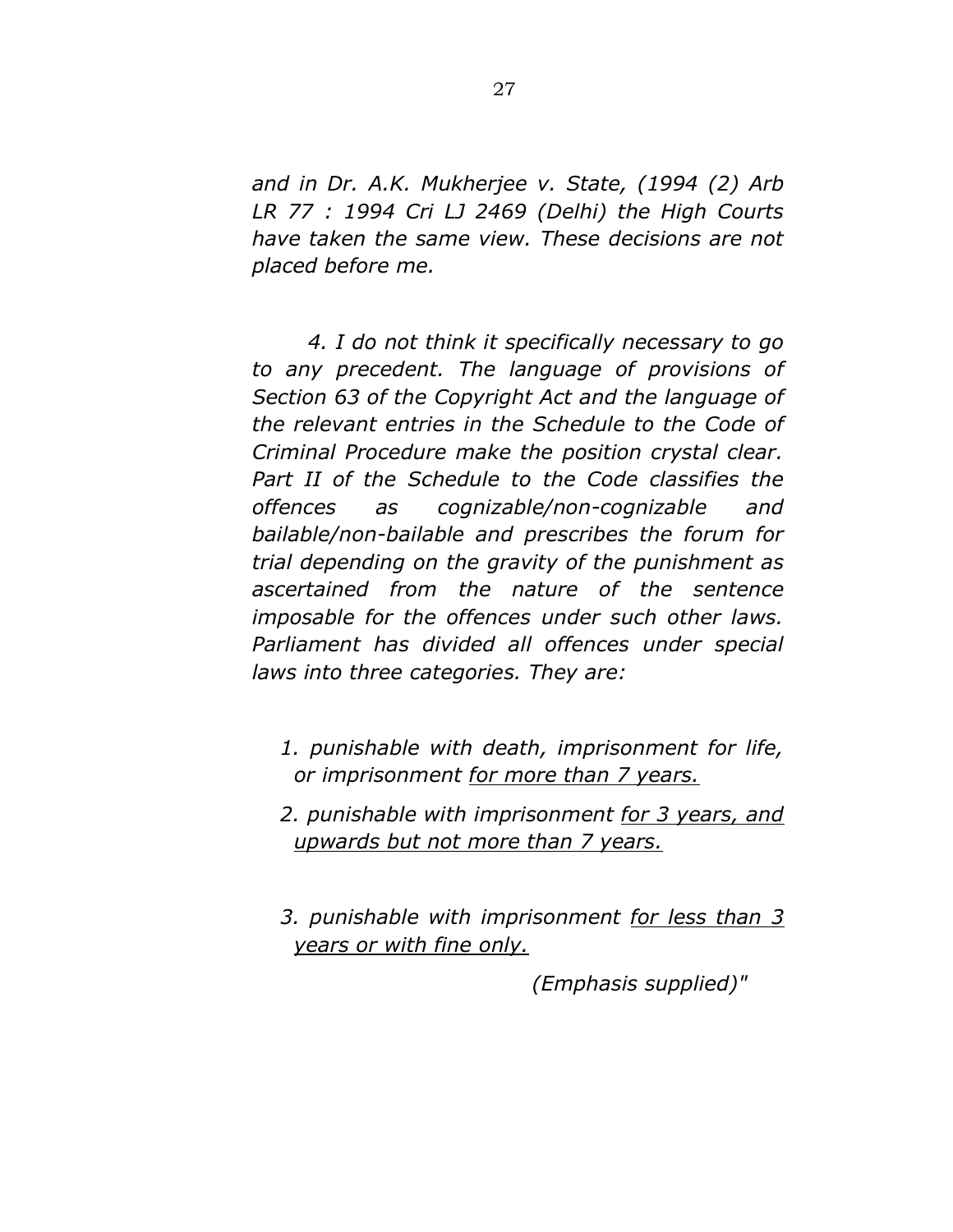*and in Dr. A.K. Mukherjee v. State, (1994 (2) Arb LR 77 : 1994 Cri LJ 2469 (Delhi) the High Courts have taken the same view. These decisions are not placed before me.*

*4. I do not think it specifically necessary to go to any precedent. The language of provisions of Section 63 of the Copyright Act and the language of the relevant entries in the Schedule to the Code of Criminal Procedure make the position crystal clear. Part II of the Schedule to the Code classifies the offences as cognizable/non-cognizable and bailable/non-bailable and prescribes the forum for trial depending on the gravity of the punishment as ascertained from the nature of the sentence imposable for the offences under such other laws. Parliament has divided all offences under special laws into three categories. They are:*

1. *punishable with death, imprisonment for life, or imprisonment <u>for more than 7 years.</u>*
2. *punishable with imprisonment <u>for 3 years, and upwards but not more than 7 years.</u>*
3. *punishable with imprisonment <u>for less than 3 years or with fine only.</u>*

*(Emphasis supplied)"*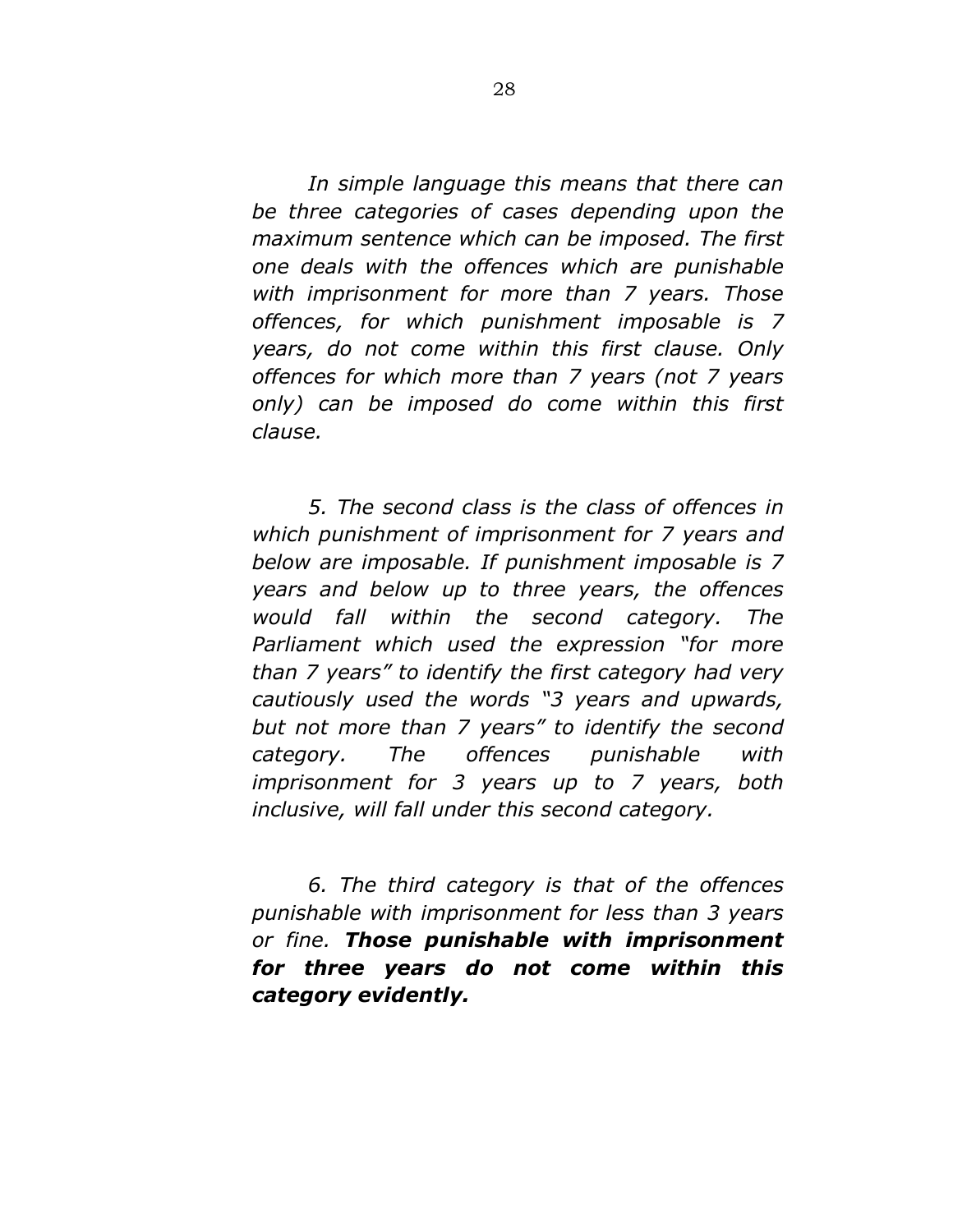*In simple language this means that there can be three categories of cases depending upon the maximum sentence which can be imposed. The first one deals with the offences which are punishable with imprisonment for more than 7 years. Those offences, for which punishment imposable is 7 years, do not come within this first clause. Only offences for which more than 7 years (not 7 years only) can be imposed do come within this first clause.*

*5. The second class is the class of offences in which punishment of imprisonment for 7 years and below are imposable. If punishment imposable is 7 years and below up to three years, the offences would fall within the second category. The Parliament which used the expression "for more than 7 years" to identify the first category had very cautiously used the words "3 years and upwards, but not more than 7 years" to identify the second category. The offences punishable with imprisonment for 3 years up to 7 years, both inclusive, will fall under this second category.*

*6. The third category is that of the offences punishable with imprisonment for less than 3 years or fine.* ***Those punishable with imprisonment for three years do not come within this category evidently.***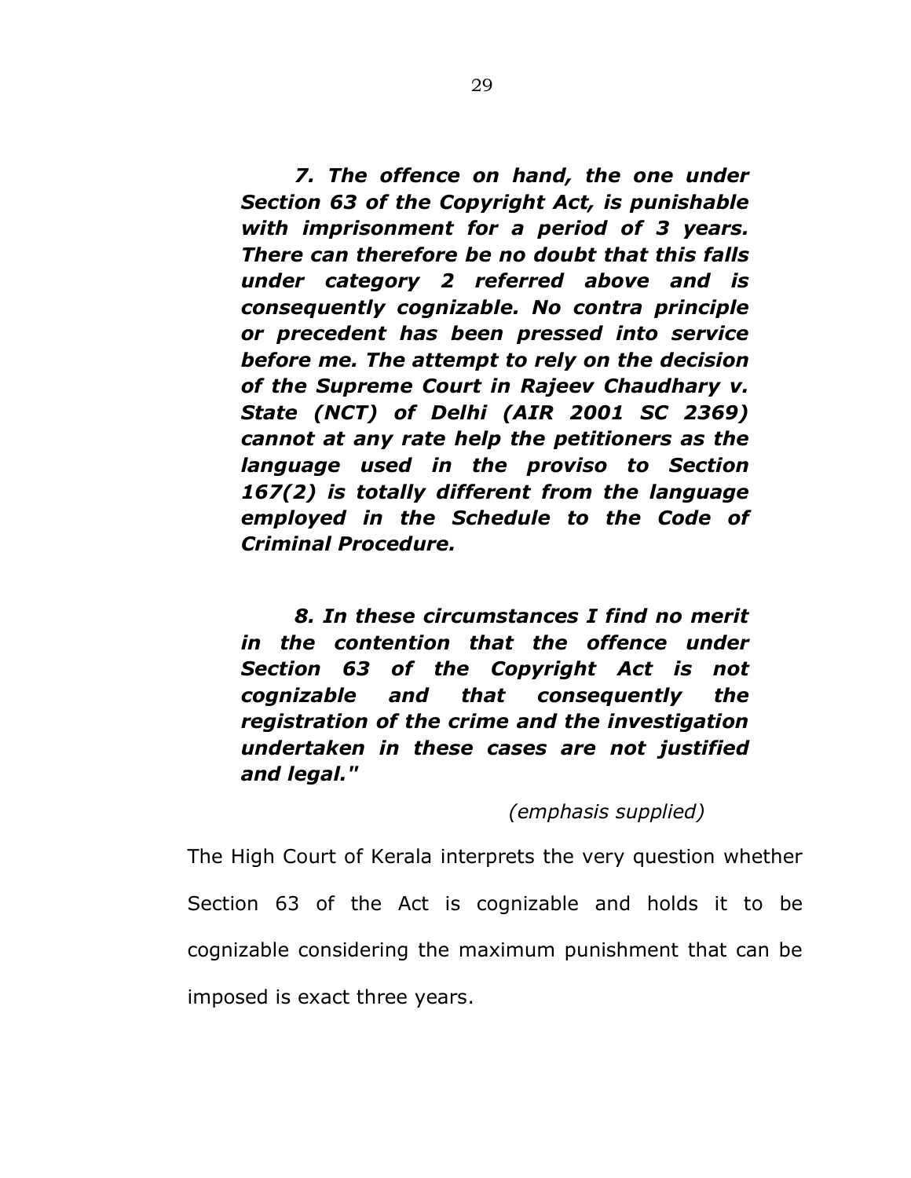> ***7. The offence on hand, the one under Section 63 of the Copyright Act, is punishable with imprisonment for a period of 3 years. There can therefore be no doubt that this falls under category 2 referred above and is consequently cognizable. No contra principle or precedent has been pressed into service before me. The attempt to rely on the decision of the Supreme Court in Rajeev Chaudhary v. State (NCT) of Delhi (AIR 2001 SC 2369) cannot at any rate help the petitioners as the language used in the proviso to Section 167(2) is totally different from the language employed in the Schedule to the Code of Criminal Procedure.***
>
> ***8. In these circumstances I find no merit in the contention that the offence under Section 63 of the Copyright Act is not cognizable and that consequently the registration of the crime and the investigation undertaken in these cases are not justified and legal."***
>
> *(emphasis supplied)*

The High Court of Kerala interprets the very question whether Section 63 of the Act is cognizable and holds it to be cognizable considering the maximum punishment that can be imposed is exact three years.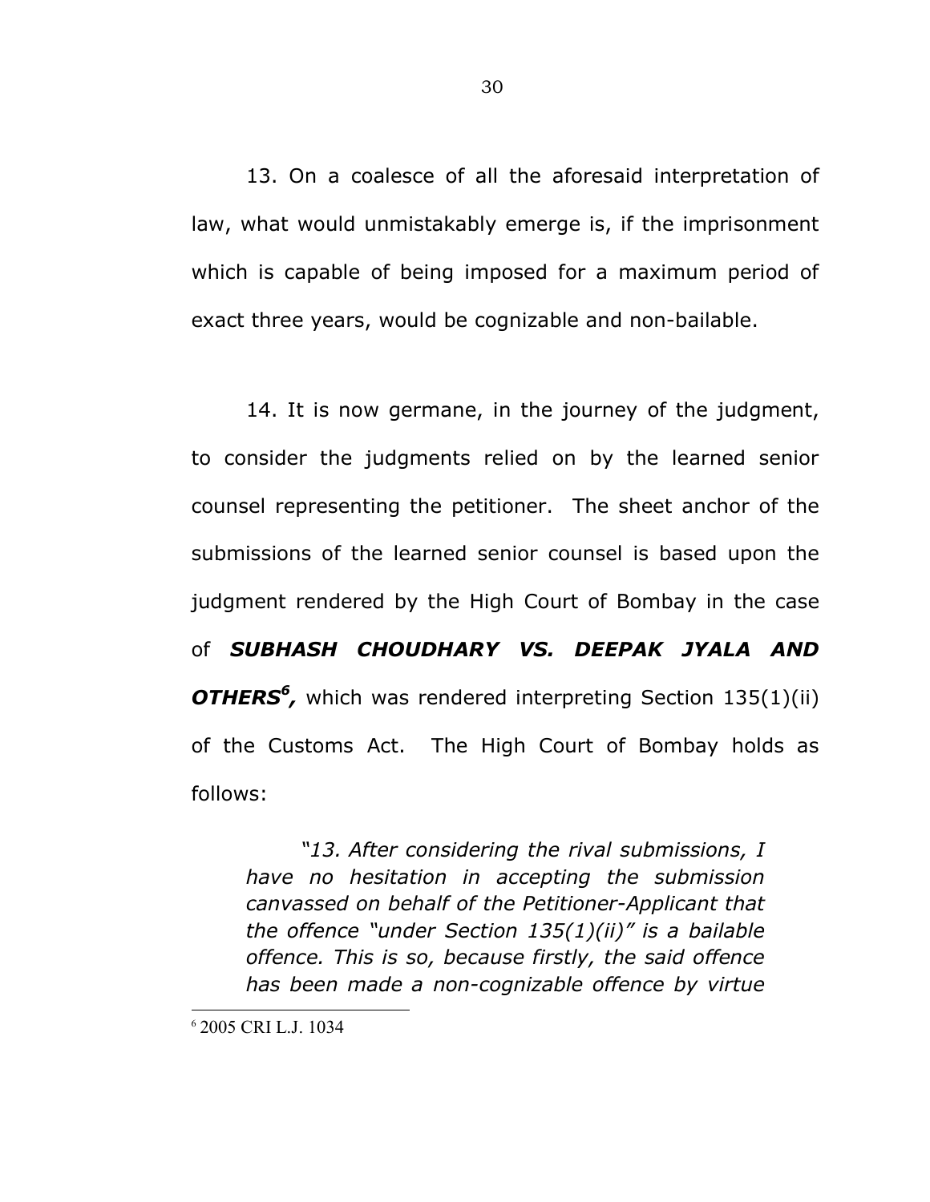13. On a coalesce of all the aforesaid interpretation of law, what would unmistakably emerge is, if the imprisonment which is capable of being imposed for a maximum period of exact three years, would be cognizable and non-bailable.

14. It is now germane, in the journey of the judgment, to consider the judgments relied on by the learned senior counsel representing the petitioner. The sheet anchor of the submissions of the learned senior counsel is based upon the judgment rendered by the High Court of Bombay in the case of ***SUBHASH CHOUDHARY VS. DEEPAK JYALA AND OTHERS***[6]***,*** which was rendered interpreting Section 135(1)(ii) of the Customs Act. The High Court of Bombay holds as follows:

> *"13. After considering the rival submissions, I have no hesitation in accepting the submission canvassed on behalf of the Petitioner-Applicant that the offence "under Section 135(1)(ii)" is a bailable offence. This is so, because firstly, the said offence has been made a non-cognizable offence by virtue*

[6] 2005 CRI L.J. 1034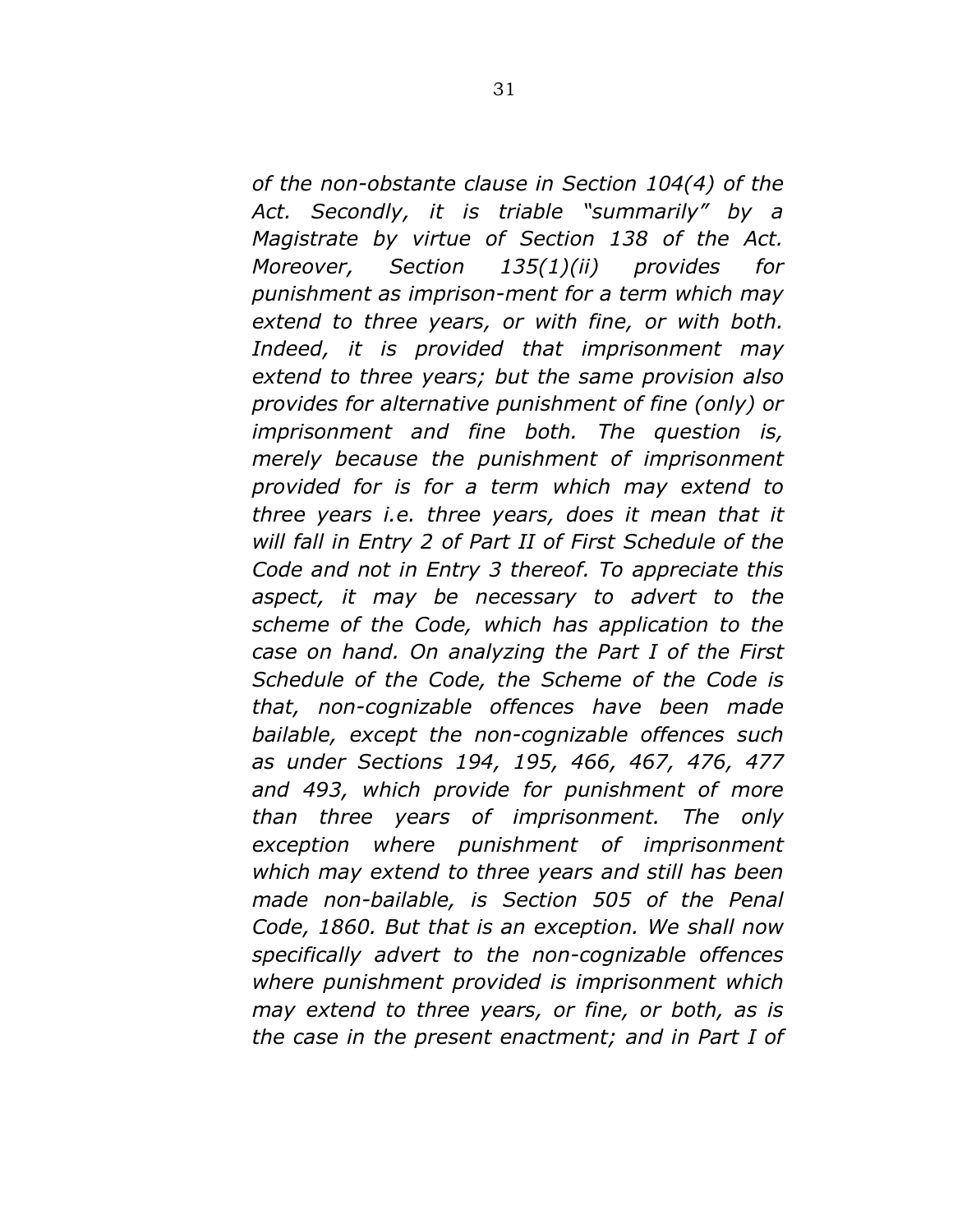*of the non-obstante clause in Section 104(4) of the Act. Secondly, it is triable "summarily" by a Magistrate by virtue of Section 138 of the Act. Moreover, Section 135(1)(ii) provides for punishment as imprison-ment for a term which may extend to three years, or with fine, or with both. Indeed, it is provided that imprisonment may extend to three years; but the same provision also provides for alternative punishment of fine (only) or imprisonment and fine both. The question is, merely because the punishment of imprisonment provided for is for a term which may extend to three years i.e. three years, does it mean that it will fall in Entry 2 of Part II of First Schedule of the Code and not in Entry 3 thereof. To appreciate this aspect, it may be necessary to advert to the scheme of the Code, which has application to the case on hand. On analyzing the Part I of the First Schedule of the Code, the Scheme of the Code is that, non-cognizable offences have been made bailable, except the non-cognizable offences such as under Sections 194, 195, 466, 467, 476, 477 and 493, which provide for punishment of more than three years of imprisonment. The only exception where punishment of imprisonment which may extend to three years and still has been made non-bailable, is Section 505 of the Penal Code, 1860. But that is an exception. We shall now specifically advert to the non-cognizable offences where punishment provided is imprisonment which may extend to three years, or fine, or both, as is the case in the present enactment; and in Part I of*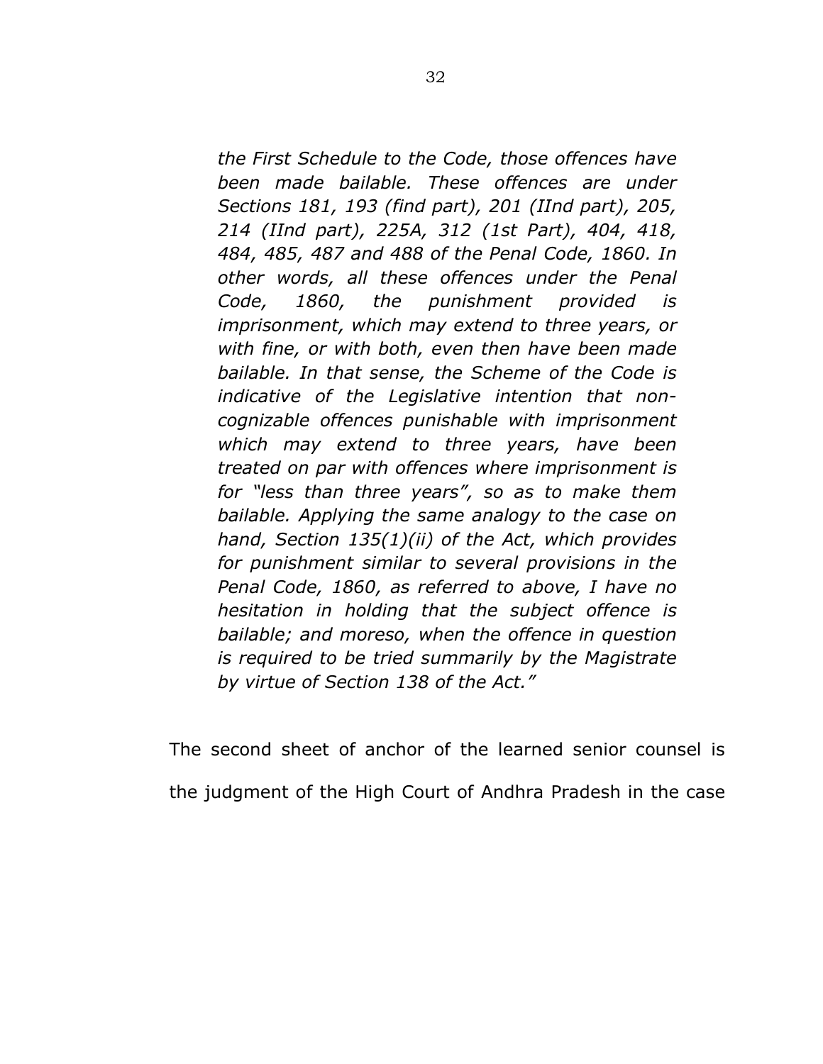*the First Schedule to the Code, those offences have been made bailable. These offences are under Sections 181, 193 (find part), 201 (IInd part), 205, 214 (IInd part), 225A, 312 (1st Part), 404, 418, 484, 485, 487 and 488 of the Penal Code, 1860. In other words, all these offences under the Penal Code, 1860, the punishment provided is imprisonment, which may extend to three years, or with fine, or with both, even then have been made bailable. In that sense, the Scheme of the Code is indicative of the Legislative intention that non-cognizable offences punishable with imprisonment which may extend to three years, have been treated on par with offences where imprisonment is for "less than three years", so as to make them bailable. Applying the same analogy to the case on hand, Section 135(1)(ii) of the Act, which provides for punishment similar to several provisions in the Penal Code, 1860, as referred to above, I have no hesitation in holding that the subject offence is bailable; and moreso, when the offence in question is required to be tried summarily by the Magistrate by virtue of Section 138 of the Act."*

The second sheet of anchor of the learned senior counsel is the judgment of the High Court of Andhra Pradesh in the case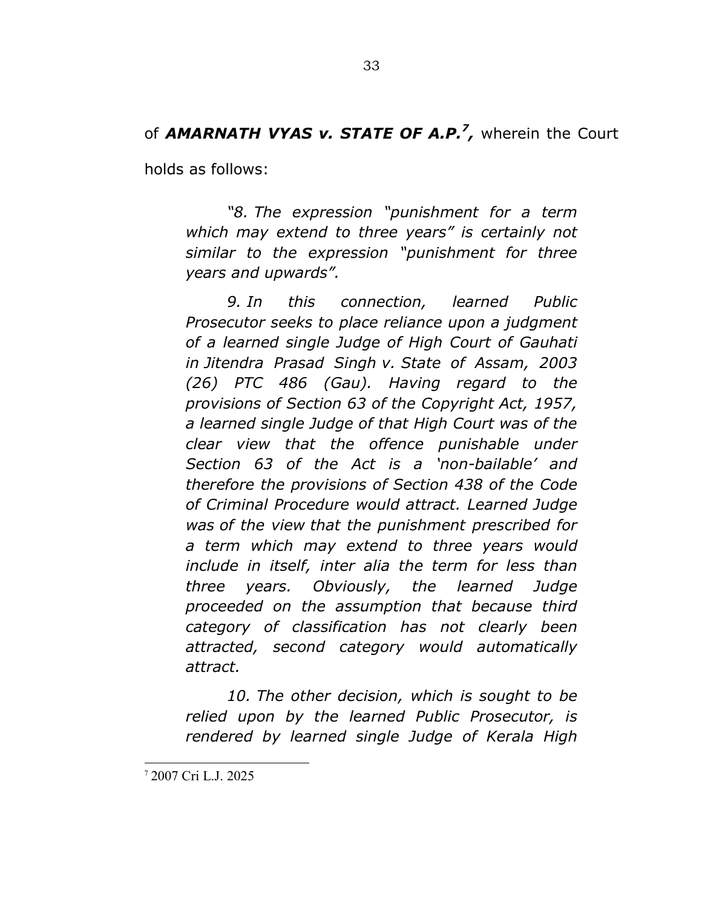of ***AMARNATH VYAS v. STATE OF A.P.***[7]**,** wherein the Court holds as follows:

> *"8. The expression "punishment for a term which may extend to three years" is certainly not similar to the expression "punishment for three years and upwards".*
>
> *9. In this connection, learned Public Prosecutor seeks to place reliance upon a judgment of a learned single Judge of High Court of Gauhati in Jitendra Prasad Singh v. State of Assam, 2003 (26) PTC 486 (Gau). Having regard to the provisions of Section 63 of the Copyright Act, 1957, a learned single Judge of that High Court was of the clear view that the offence punishable under Section 63 of the Act is a 'non-bailable' and therefore the provisions of Section 438 of the Code of Criminal Procedure would attract. Learned Judge was of the view that the punishment prescribed for a term which may extend to three years would include in itself, inter alia the term for less than three years. Obviously, the learned Judge proceeded on the assumption that because third category of classification has not clearly been attracted, second category would automatically attract.*
>
> *10. The other decision, which is sought to be relied upon by the learned Public Prosecutor, is rendered by learned single Judge of Kerala High*

[7] 2007 Cri L.J. 2025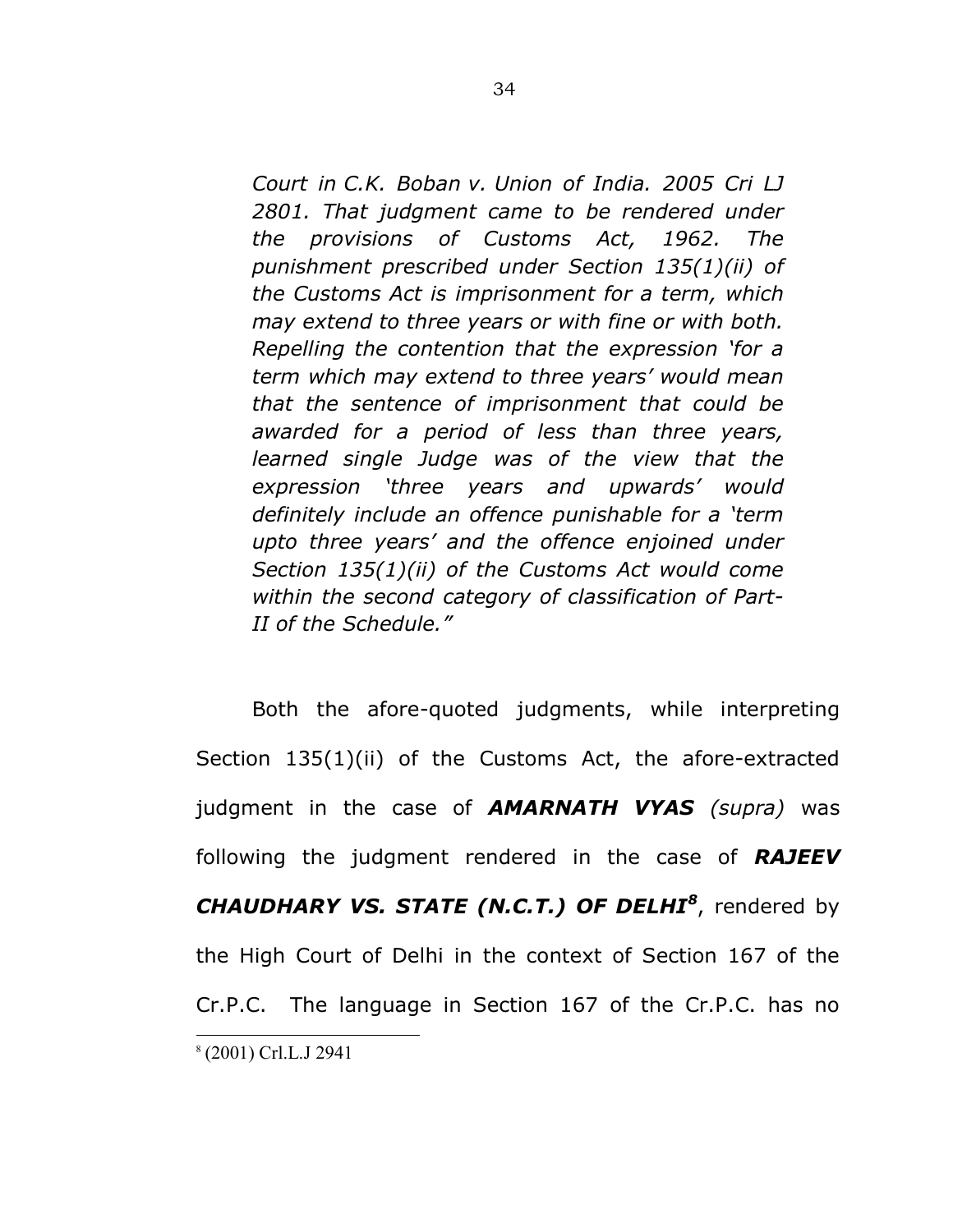*Court in C.K. Boban v. Union of India. 2005 Cri LJ 2801. That judgment came to be rendered under the provisions of Customs Act, 1962. The punishment prescribed under Section 135(1)(ii) of the Customs Act is imprisonment for a term, which may extend to three years or with fine or with both. Repelling the contention that the expression 'for a term which may extend to three years' would mean that the sentence of imprisonment that could be awarded for a period of less than three years, learned single Judge was of the view that the expression 'three years and upwards' would definitely include an offence punishable for a 'term upto three years' and the offence enjoined under Section 135(1)(ii) of the Customs Act would come within the second category of classification of Part-II of the Schedule."*

Both the afore-quoted judgments, while interpreting Section 135(1)(ii) of the Customs Act, the afore-extracted judgment in the case of ***AMARNATH VYAS*** *(supra)* was following the judgment rendered in the case of ***RAJEEV CHAUDHARY VS. STATE (N.C.T.) OF DELHI***[8], rendered by the High Court of Delhi in the context of Section 167 of the Cr.P.C. The language in Section 167 of the Cr.P.C. has no

[8] (2001) Crl.L.J 2941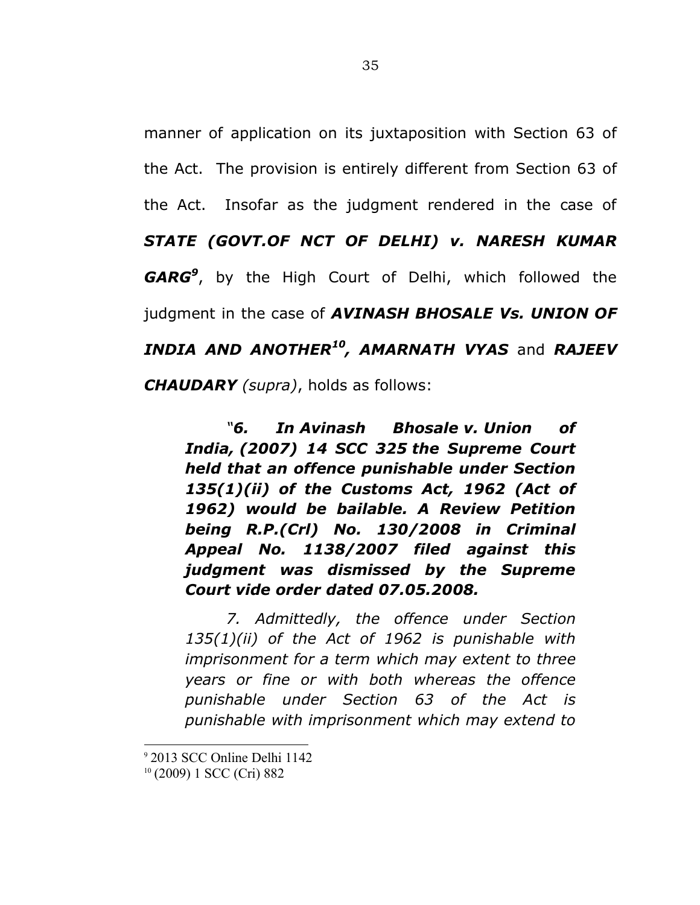manner of application on its juxtaposition with Section 63 of the Act. The provision is entirely different from Section 63 of the Act. Insofar as the judgment rendered in the case of ***STATE (GOVT.OF NCT OF DELHI) v. NARESH KUMAR GARG***[9], by the High Court of Delhi, which followed the judgment in the case of ***AVINASH BHOSALE Vs. UNION OF INDIA AND ANOTHER***[10], ***AMARNATH VYAS*** and ***RAJEEV CHAUDARY*** *(supra)*, holds as follows:

> "***6. In Avinash Bhosale v. Union of India, (2007) 14 SCC 325 the Supreme Court held that an offence punishable under Section 135(1)(ii) of the Customs Act, 1962 (Act of 1962) would be bailable. A Review Petition being R.P.(Crl) No. 130/2008 in Criminal Appeal No. 1138/2007 filed against this judgment was dismissed by the Supreme Court vide order dated 07.05.2008.***
>
> *7. Admittedly, the offence under Section 135(1)(ii) of the Act of 1962 is punishable with imprisonment for a term which may extent to three years or fine or with both whereas the offence punishable under Section 63 of the Act is punishable with imprisonment which may extend to*

---

[9] 2013 SCC Online Delhi 1142

[10] (2009) 1 SCC (Cri) 882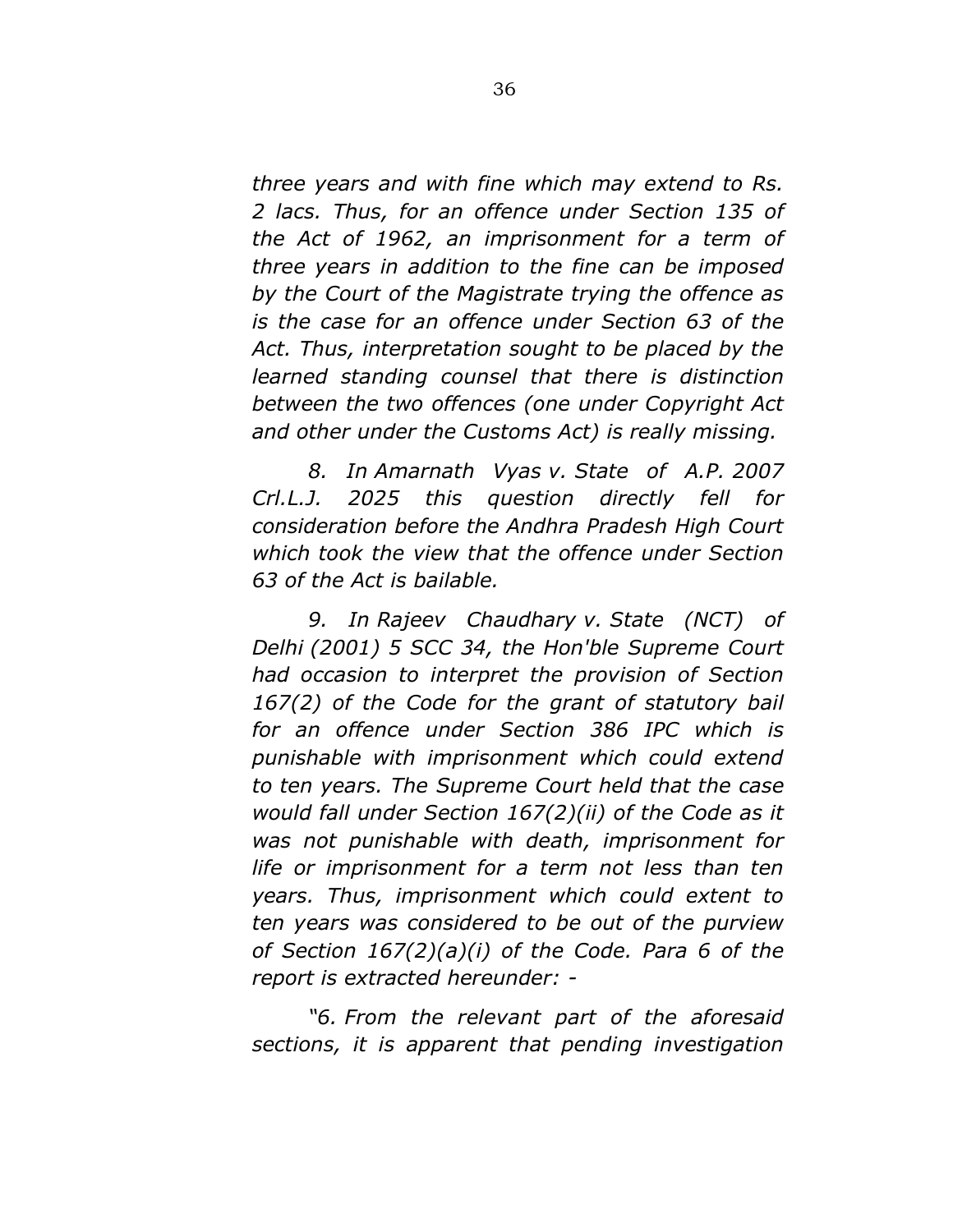*three years and with fine which may extend to Rs. 2 lacs. Thus, for an offence under Section 135 of the Act of 1962, an imprisonment for a term of three years in addition to the fine can be imposed by the Court of the Magistrate trying the offence as is the case for an offence under Section 63 of the Act. Thus, interpretation sought to be placed by the learned standing counsel that there is distinction between the two offences (one under Copyright Act and other under the Customs Act) is really missing.*

*8. In Amarnath Vyas v. State of A.P. 2007 Crl.L.J. 2025 this question directly fell for consideration before the Andhra Pradesh High Court which took the view that the offence under Section 63 of the Act is bailable.*

*9. In Rajeev Chaudhary v. State (NCT) of Delhi (2001) 5 SCC 34, the Hon'ble Supreme Court had occasion to interpret the provision of Section 167(2) of the Code for the grant of statutory bail for an offence under Section 386 IPC which is punishable with imprisonment which could extend to ten years. The Supreme Court held that the case would fall under Section 167(2)(ii) of the Code as it was not punishable with death, imprisonment for life or imprisonment for a term not less than ten years. Thus, imprisonment which could extent to ten years was considered to be out of the purview of Section 167(2)(a)(i) of the Code. Para 6 of the report is extracted hereunder: -*

*"6. From the relevant part of the aforesaid sections, it is apparent that pending investigation*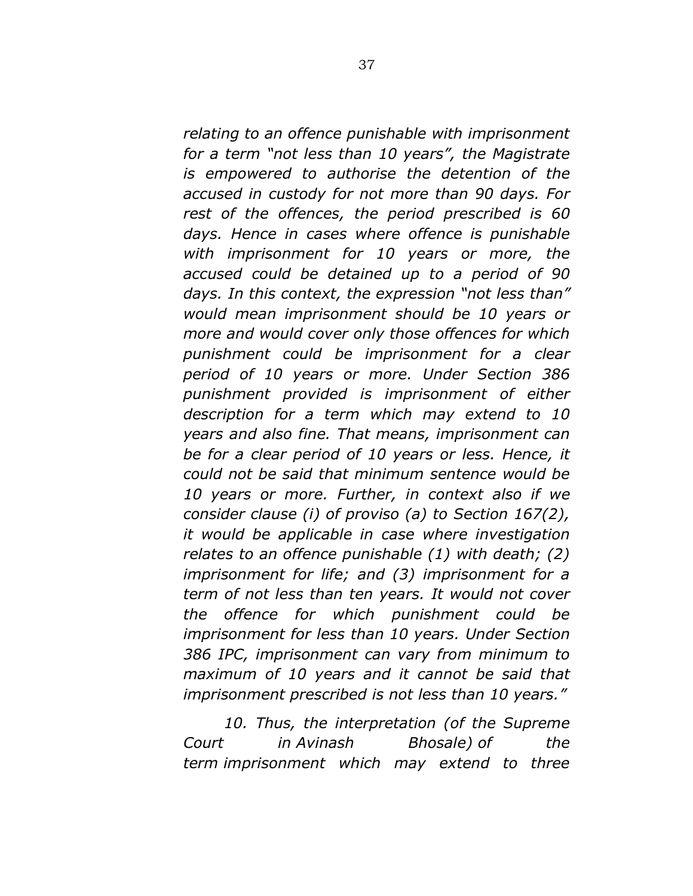*relating to an offence punishable with imprisonment for a term "not less than 10 years", the Magistrate is empowered to authorise the detention of the accused in custody for not more than 90 days. For rest of the offences, the period prescribed is 60 days. Hence in cases where offence is punishable with imprisonment for 10 years or more, the accused could be detained up to a period of 90 days. In this context, the expression "not less than" would mean imprisonment should be 10 years or more and would cover only those offences for which punishment could be imprisonment for a clear period of 10 years or more. Under Section 386 punishment provided is imprisonment of either description for a term which may extend to 10 years and also fine. That means, imprisonment can be for a clear period of 10 years or less. Hence, it could not be said that minimum sentence would be 10 years or more. Further, in context also if we consider clause (i) of proviso (a) to Section 167(2), it would be applicable in case where investigation relates to an offence punishable (1) with death; (2) imprisonment for life; and (3) imprisonment for a term of not less than ten years. It would not cover the offence for which punishment could be imprisonment for less than 10 years. Under Section 386 IPC, imprisonment can vary from minimum to maximum of 10 years and it cannot be said that imprisonment prescribed is not less than 10 years."*

*10. Thus, the interpretation (of the Supreme Court in Avinash Bhosale) of the term imprisonment which may extend to three*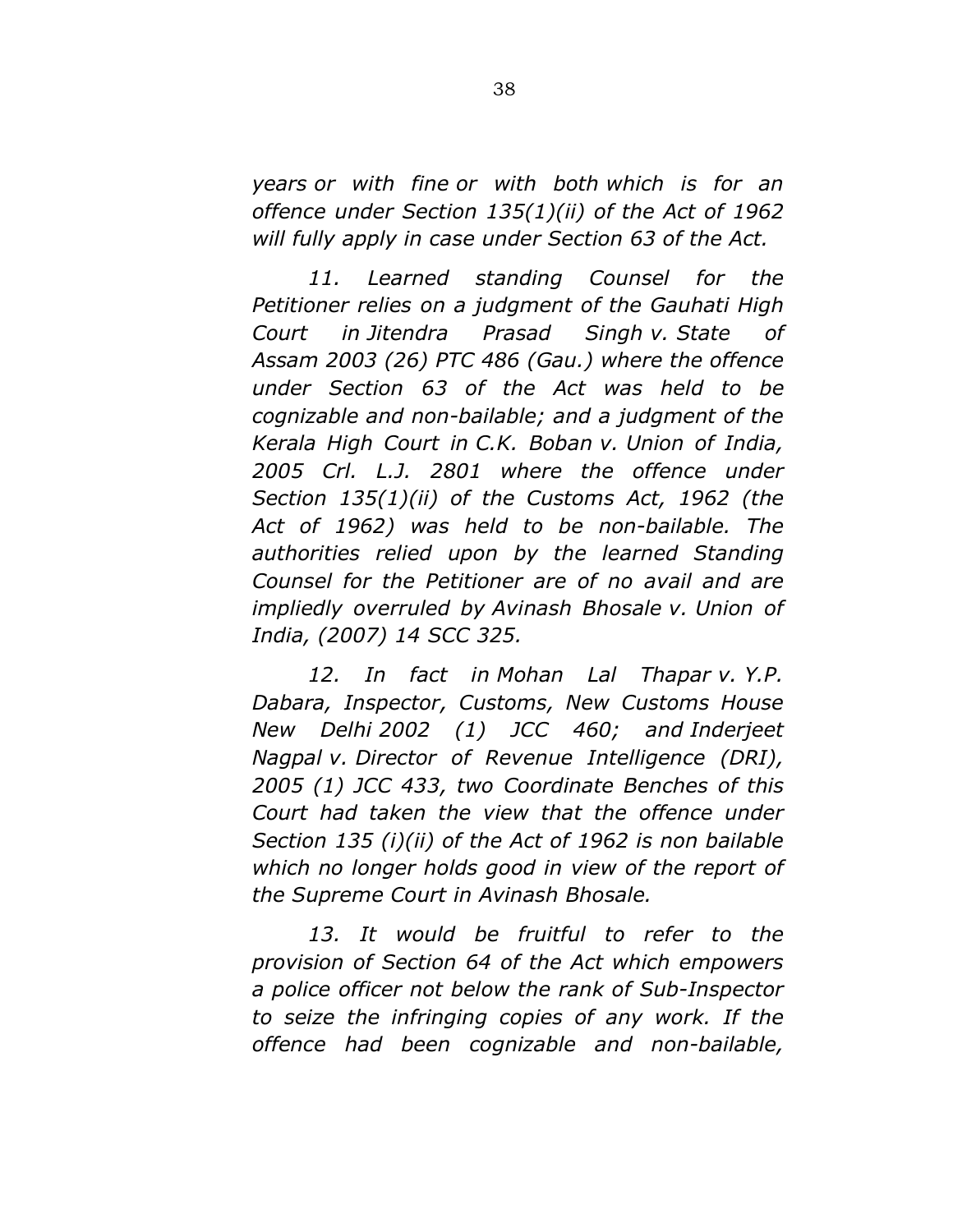*years or with fine or with both which is for an offence under Section 135(1)(ii) of the Act of 1962 will fully apply in case under Section 63 of the Act.*

*11. Learned standing Counsel for the Petitioner relies on a judgment of the Gauhati High Court in Jitendra Prasad Singh v. State of Assam 2003 (26) PTC 486 (Gau.) where the offence under Section 63 of the Act was held to be cognizable and non-bailable; and a judgment of the Kerala High Court in C.K. Boban v. Union of India, 2005 Crl. L.J. 2801 where the offence under Section 135(1)(ii) of the Customs Act, 1962 (the Act of 1962) was held to be non-bailable. The authorities relied upon by the learned Standing Counsel for the Petitioner are of no avail and are impliedly overruled by Avinash Bhosale v. Union of India, (2007) 14 SCC 325.*

*12. In fact in Mohan Lal Thapar v. Y.P. Dabara, Inspector, Customs, New Customs House New Delhi 2002 (1) JCC 460; and Inderjeet Nagpal v. Director of Revenue Intelligence (DRI), 2005 (1) JCC 433, two Coordinate Benches of this Court had taken the view that the offence under Section 135 (i)(ii) of the Act of 1962 is non bailable which no longer holds good in view of the report of the Supreme Court in Avinash Bhosale.*

*13. It would be fruitful to refer to the provision of Section 64 of the Act which empowers a police officer not below the rank of Sub-Inspector to seize the infringing copies of any work. If the offence had been cognizable and non-bailable,*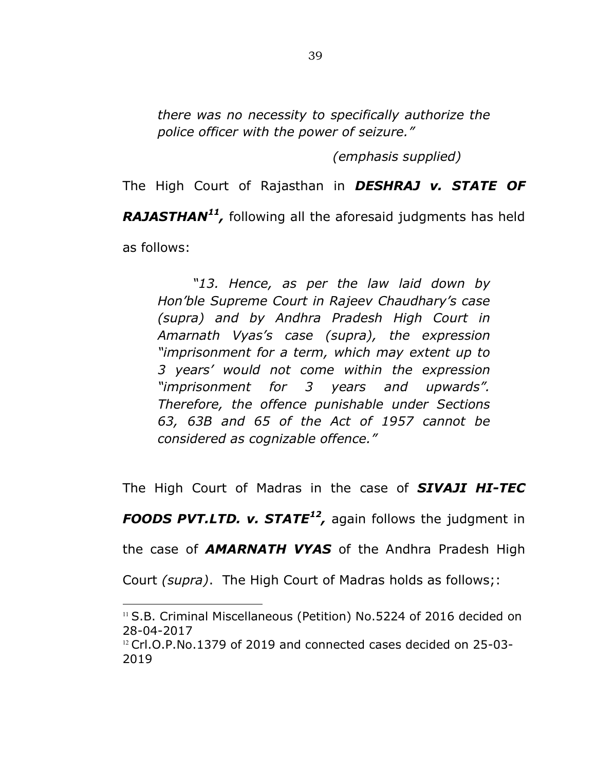*there was no necessity to specifically authorize the police officer with the power of seizure."*

*(emphasis supplied)*

The High Court of Rajasthan in ***DESHRAJ v. STATE OF RAJASTHAN***[11]***,*** following all the aforesaid judgments has held as follows:

> *"13. Hence, as per the law laid down by Hon'ble Supreme Court in Rajeev Chaudhary's case (supra) and by Andhra Pradesh High Court in Amarnath Vyas's case (supra), the expression "imprisonment for a term, which may extent up to 3 years' would not come within the expression "imprisonment for 3 years and upwards". Therefore, the offence punishable under Sections 63, 63B and 65 of the Act of 1957 cannot be considered as cognizable offence."*

The High Court of Madras in the case of ***SIVAJI HI-TEC FOODS PVT.LTD. v. STATE***[12]***,*** again follows the judgment in the case of ***AMARNATH VYAS*** of the Andhra Pradesh High Court *(supra)*. The High Court of Madras holds as follows;:

---

[11] S.B. Criminal Miscellaneous (Petition) No.5224 of 2016 decided on 28-04-2017

[12] Crl.O.P.No.1379 of 2019 and connected cases decided on 25-03-2019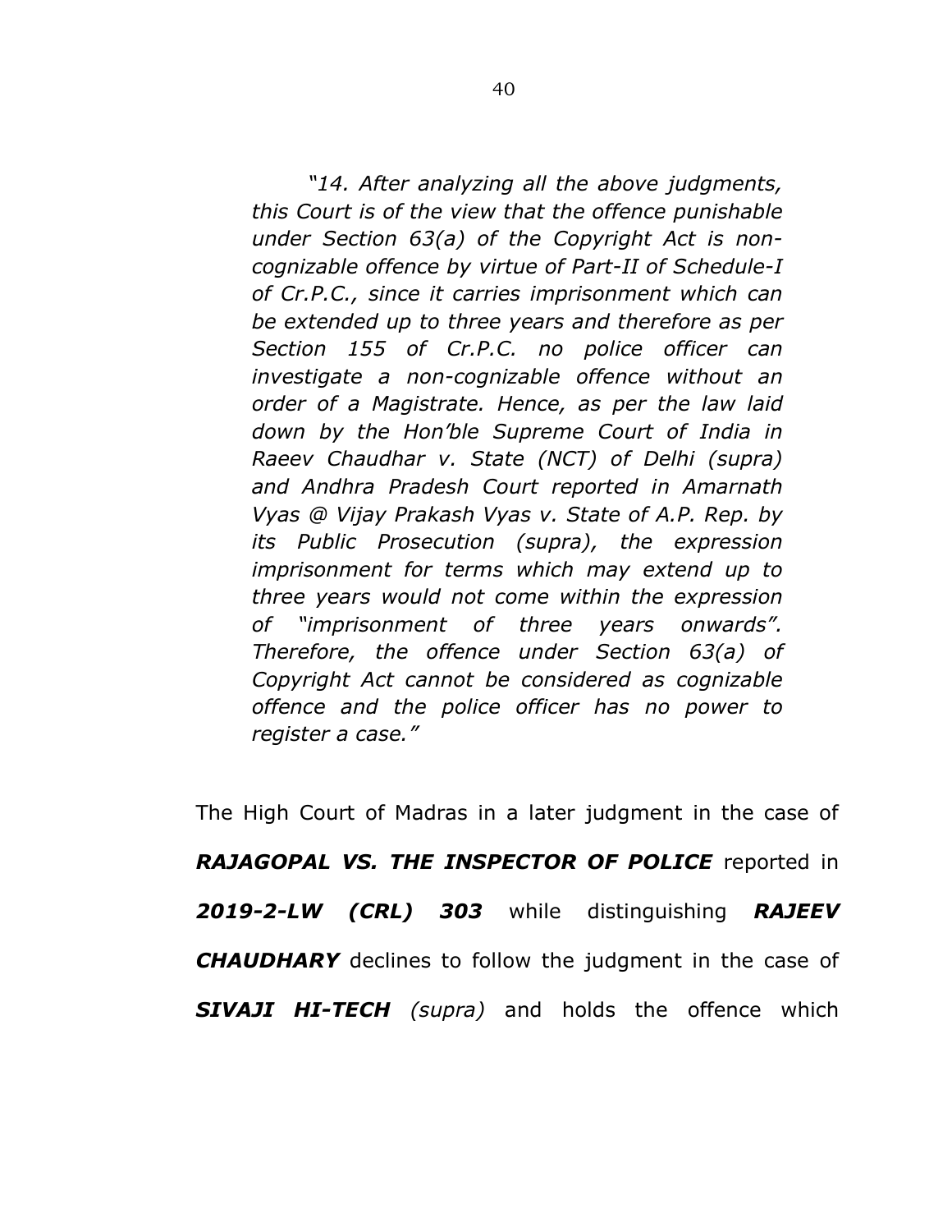*"14. After analyzing all the above judgments, this Court is of the view that the offence punishable under Section 63(a) of the Copyright Act is non-cognizable offence by virtue of Part-II of Schedule-I of Cr.P.C., since it carries imprisonment which can be extended up to three years and therefore as per Section 155 of Cr.P.C. no police officer can investigate a non-cognizable offence without an order of a Magistrate. Hence, as per the law laid down by the Hon'ble Supreme Court of India in Raeev Chaudhar v. State (NCT) of Delhi (supra) and Andhra Pradesh Court reported in Amarnath Vyas @ Vijay Prakash Vyas v. State of A.P. Rep. by its Public Prosecution (supra), the expression imprisonment for terms which may extend up to three years would not come within the expression of "imprisonment of three years onwards". Therefore, the offence under Section 63(a) of Copyright Act cannot be considered as cognizable offence and the police officer has no power to register a case."*

The High Court of Madras in a later judgment in the case of ***RAJAGOPAL VS. THE INSPECTOR OF POLICE*** reported in ***2019-2-LW (CRL) 303*** while distinguishing ***RAJEEV CHAUDHARY*** declines to follow the judgment in the case of ***SIVAJI HI-TECH*** *(supra)* and holds the offence which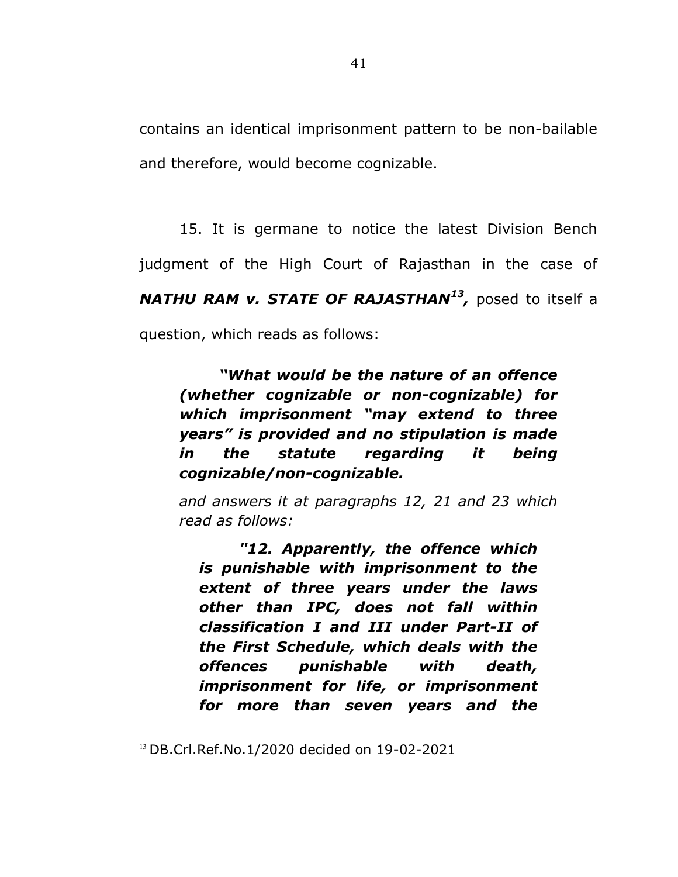contains an identical imprisonment pattern to be non-bailable and therefore, would become cognizable.

15. It is germane to notice the latest Division Bench judgment of the High Court of Rajasthan in the case of ***NATHU RAM v. STATE OF RAJASTHAN[13],*** posed to itself a question, which reads as follows:

> ***"What would be the nature of an offence (whether cognizable or non-cognizable) for which imprisonment "may extend to three years" is provided and no stipulation is made in the statute regarding it being cognizable/non-cognizable.***
>
> *and answers it at paragraphs 12, 21 and 23 which read as follows:*
>
>> ***"12. Apparently, the offence which is punishable with imprisonment to the extent of three years under the laws other than IPC, does not fall within classification I and III under Part-II of the First Schedule, which deals with the offences punishable with death, imprisonment for life, or imprisonment for more than seven years and the***

---

[13] DB.Crl.Ref.No.1/2020 decided on 19-02-2021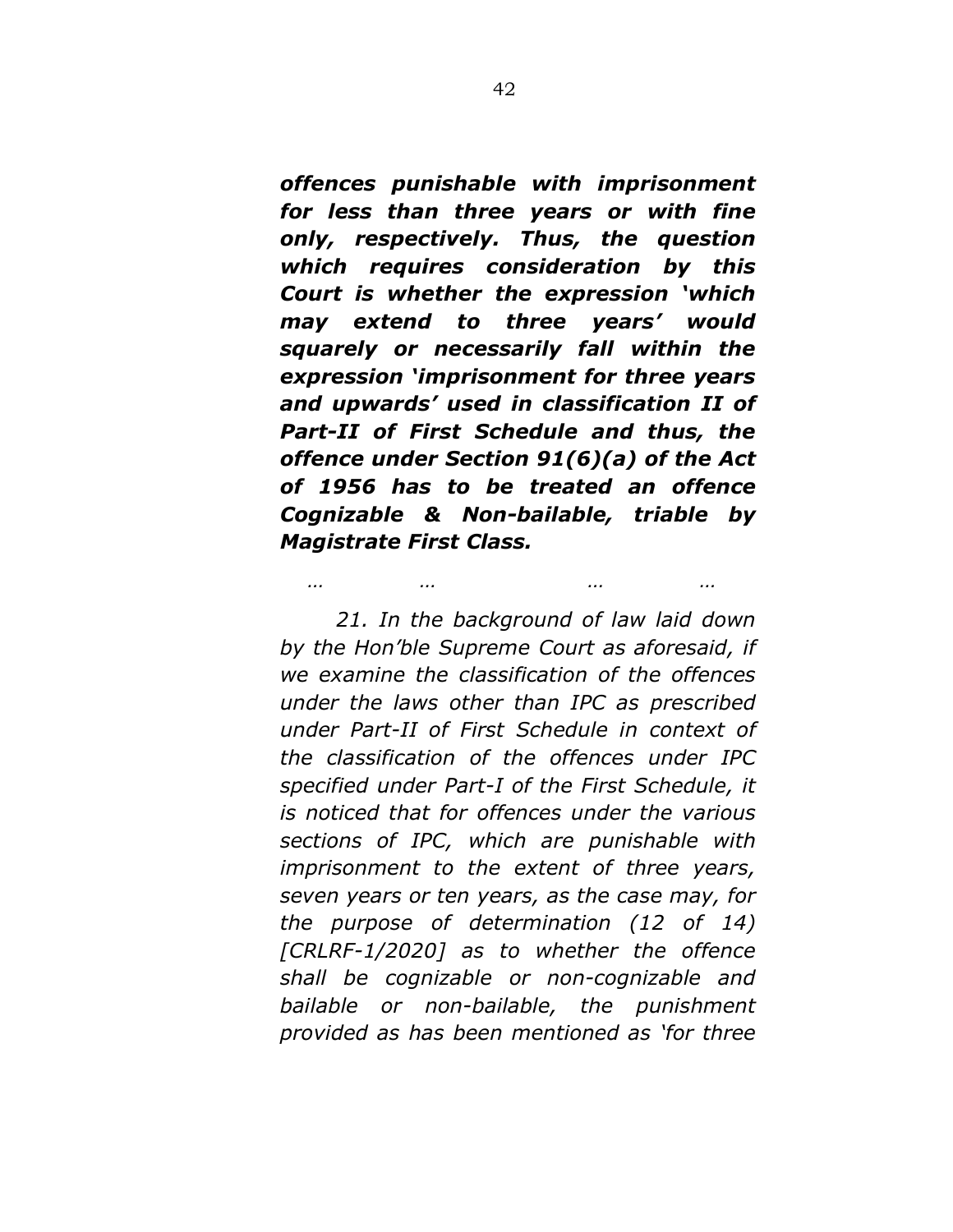***offences punishable with imprisonment for less than three years or with fine only, respectively. Thus, the question which requires consideration by this Court is whether the expression 'which may extend to three years' would squarely or necessarily fall within the expression 'imprisonment for three years and upwards' used in classification II of Part-II of First Schedule and thus, the offence under Section 91(6)(a) of the Act of 1956 has to be treated an offence Cognizable & Non-bailable, triable by Magistrate First Class.***

*… … … …*

*21. In the background of law laid down by the Hon'ble Supreme Court as aforesaid, if we examine the classification of the offences under the laws other than IPC as prescribed under Part-II of First Schedule in context of the classification of the offences under IPC specified under Part-I of the First Schedule, it is noticed that for offences under the various sections of IPC, which are punishable with imprisonment to the extent of three years, seven years or ten years, as the case may, for the purpose of determination (12 of 14) [CRLRF-1/2020] as to whether the offence shall be cognizable or non-cognizable and bailable or non-bailable, the punishment provided as has been mentioned as 'for three*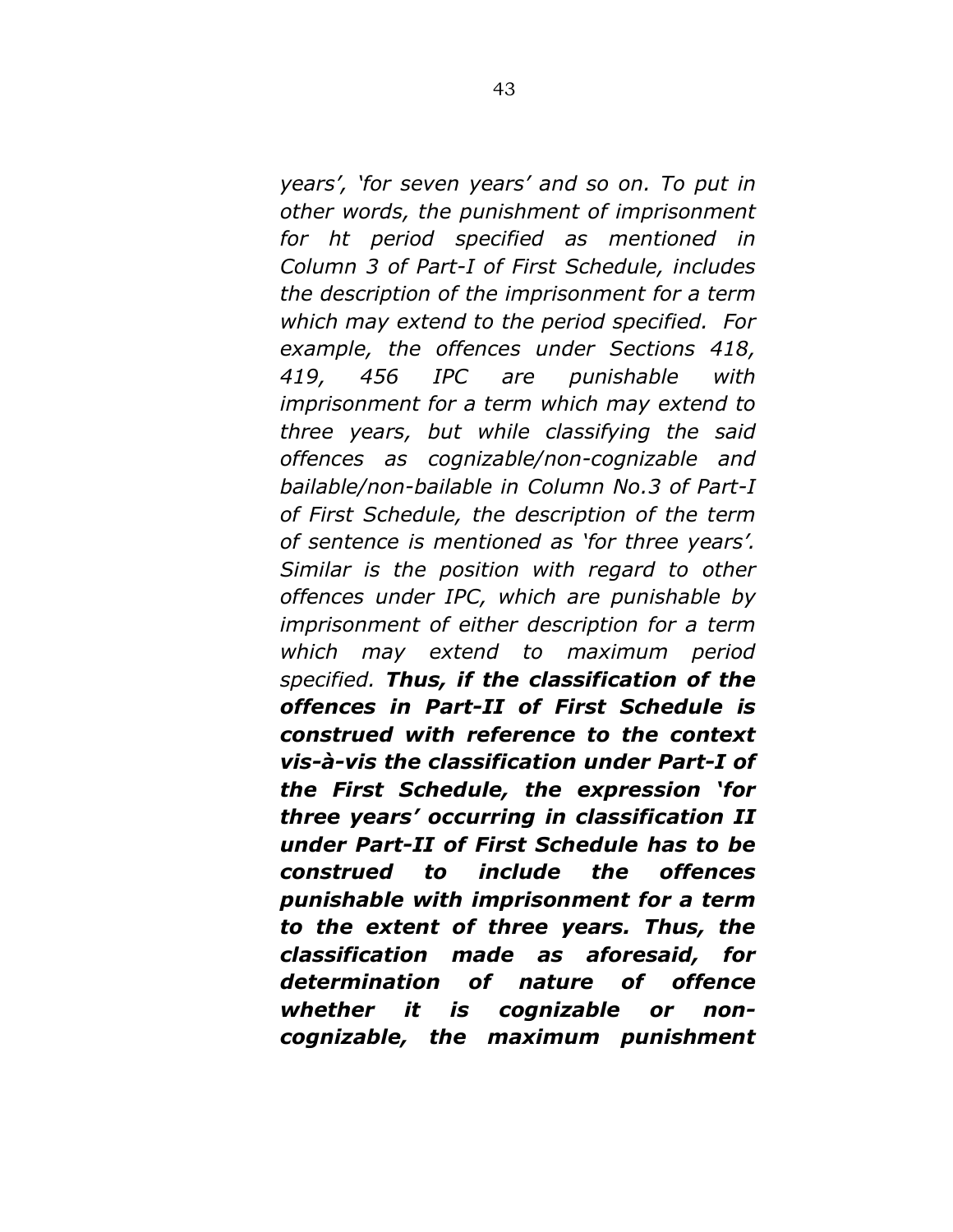*years', 'for seven years' and so on. To put in other words, the punishment of imprisonment for ht period specified as mentioned in Column 3 of Part-I of First Schedule, includes the description of the imprisonment for a term which may extend to the period specified. For example, the offences under Sections 418, 419, 456 IPC are punishable with imprisonment for a term which may extend to three years, but while classifying the said offences as cognizable/non-cognizable and bailable/non-bailable in Column No.3 of Part-I of First Schedule, the description of the term of sentence is mentioned as 'for three years'. Similar is the position with regard to other offences under IPC, which are punishable by imprisonment of either description for a term which may extend to maximum period specified.* ***Thus, if the classification of the offences in Part-II of First Schedule is construed with reference to the context vis-à-vis the classification under Part-I of the First Schedule, the expression 'for three years' occurring in classification II under Part-II of First Schedule has to be construed to include the offences punishable with imprisonment for a term to the extent of three years. Thus, the classification made as aforesaid, for determination of nature of offence whether it is cognizable or non-cognizable, the maximum punishment***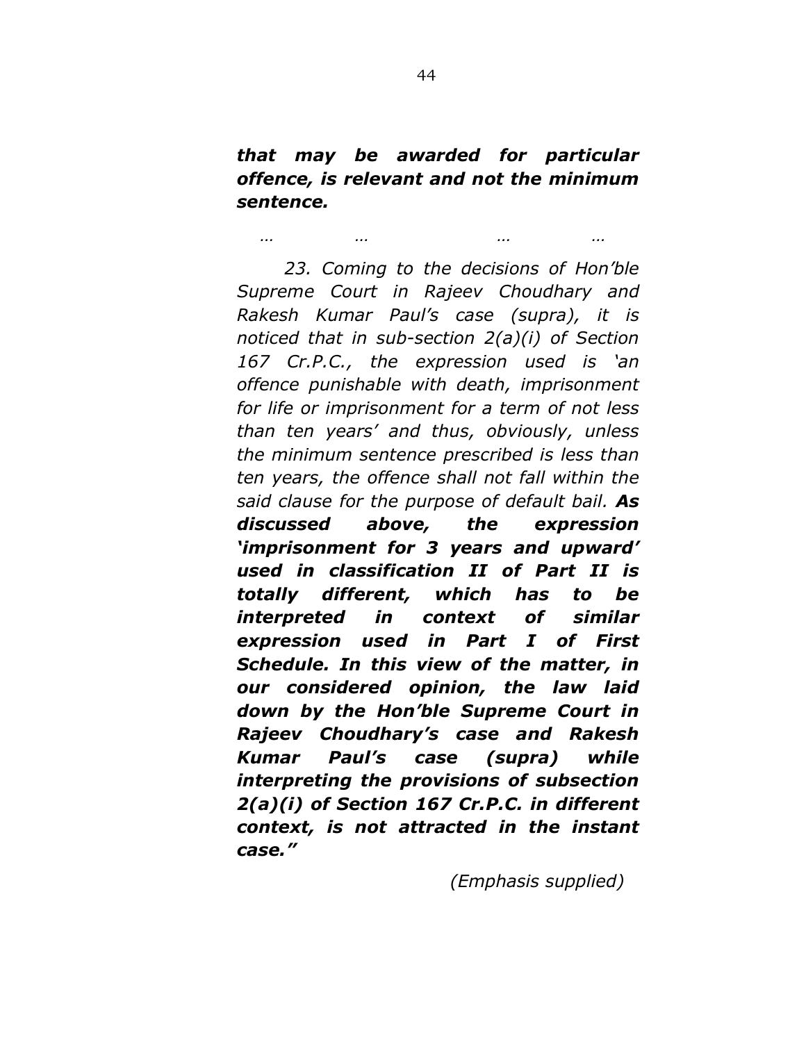***that may be awarded for particular offence, is relevant and not the minimum sentence.***

*… … … …*

*23. Coming to the decisions of Hon'ble Supreme Court in Rajeev Choudhary and Rakesh Kumar Paul's case (supra), it is noticed that in sub-section 2(a)(i) of Section 167 Cr.P.C., the expression used is 'an offence punishable with death, imprisonment for life or imprisonment for a term of not less than ten years' and thus, obviously, unless the minimum sentence prescribed is less than ten years, the offence shall not fall within the said clause for the purpose of default bail.* ***As discussed above, the expression 'imprisonment for 3 years and upward' used in classification II of Part II is totally different, which has to be interpreted in context of similar expression used in Part I of First Schedule. In this view of the matter, in our considered opinion, the law laid down by the Hon'ble Supreme Court in Rajeev Choudhary's case and Rakesh Kumar Paul's case (supra) while interpreting the provisions of subsection 2(a)(i) of Section 167 Cr.P.C. in different context, is not attracted in the instant case."***

*(Emphasis supplied)*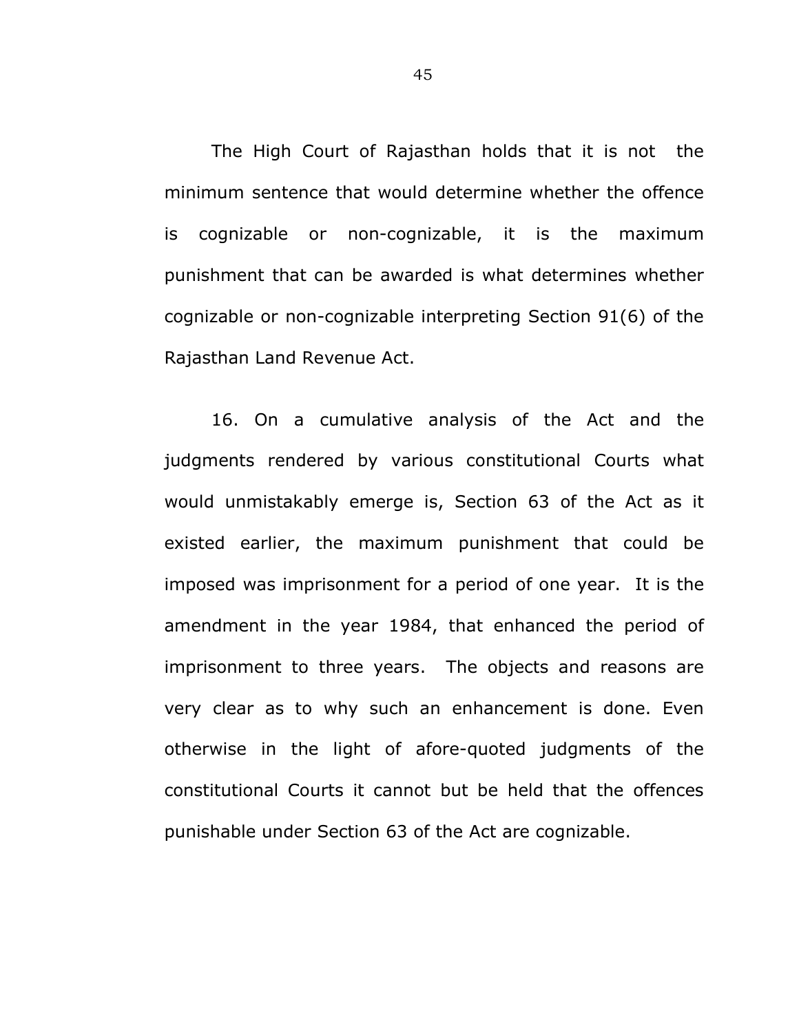The High Court of Rajasthan holds that it is not the minimum sentence that would determine whether the offence is cognizable or non-cognizable, it is the maximum punishment that can be awarded is what determines whether cognizable or non-cognizable interpreting Section 91(6) of the Rajasthan Land Revenue Act.

16. On a cumulative analysis of the Act and the judgments rendered by various constitutional Courts what would unmistakably emerge is, Section 63 of the Act as it existed earlier, the maximum punishment that could be imposed was imprisonment for a period of one year. It is the amendment in the year 1984, that enhanced the period of imprisonment to three years. The objects and reasons are very clear as to why such an enhancement is done. Even otherwise in the light of afore-quoted judgments of the constitutional Courts it cannot but be held that the offences punishable under Section 63 of the Act are cognizable.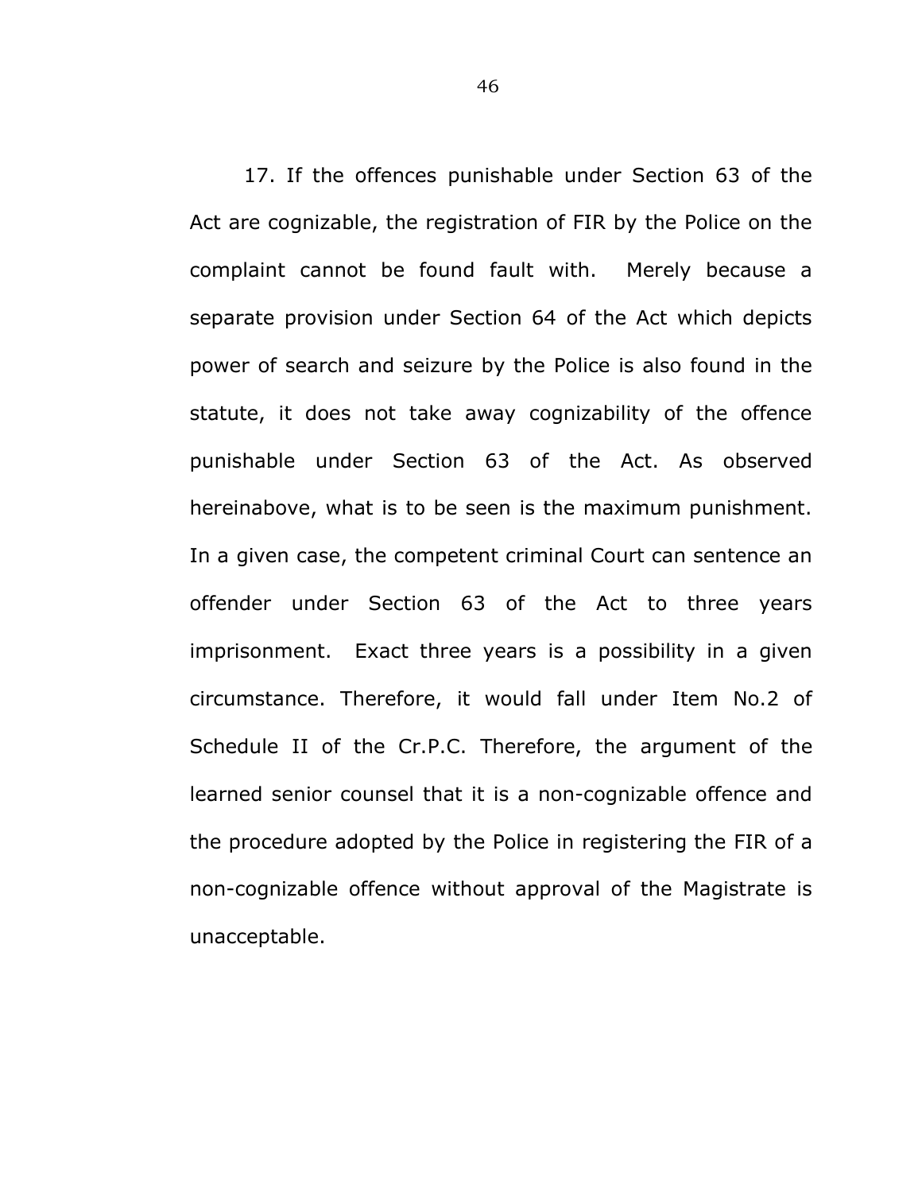17. If the offences punishable under Section 63 of the Act are cognizable, the registration of FIR by the Police on the complaint cannot be found fault with. Merely because a separate provision under Section 64 of the Act which depicts power of search and seizure by the Police is also found in the statute, it does not take away cognizability of the offence punishable under Section 63 of the Act. As observed hereinabove, what is to be seen is the maximum punishment. In a given case, the competent criminal Court can sentence an offender under Section 63 of the Act to three years imprisonment. Exact three years is a possibility in a given circumstance. Therefore, it would fall under Item No.2 of Schedule II of the Cr.P.C. Therefore, the argument of the learned senior counsel that it is a non-cognizable offence and the procedure adopted by the Police in registering the FIR of a non-cognizable offence without approval of the Magistrate is unacceptable.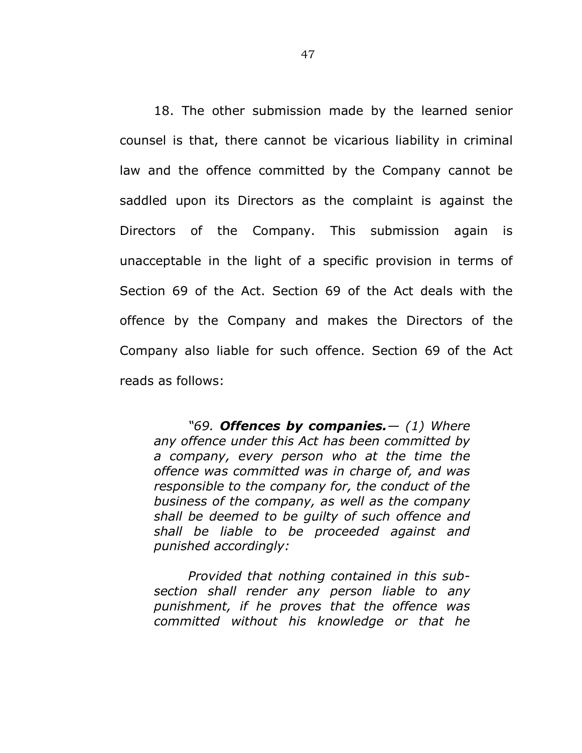18. The other submission made by the learned senior counsel is that, there cannot be vicarious liability in criminal law and the offence committed by the Company cannot be saddled upon its Directors as the complaint is against the Directors of the Company. This submission again is unacceptable in the light of a specific provision in terms of Section 69 of the Act. Section 69 of the Act deals with the offence by the Company and makes the Directors of the Company also liable for such offence. Section 69 of the Act reads as follows:

> *"69. **Offences by companies.**— (1) Where any offence under this Act has been committed by a company, every person who at the time the offence was committed was in charge of, and was responsible to the company for, the conduct of the business of the company, as well as the company shall be deemed to be guilty of such offence and shall be liable to be proceeded against and punished accordingly:*
>
> *Provided that nothing contained in this sub-section shall render any person liable to any punishment, if he proves that the offence was committed without his knowledge or that he*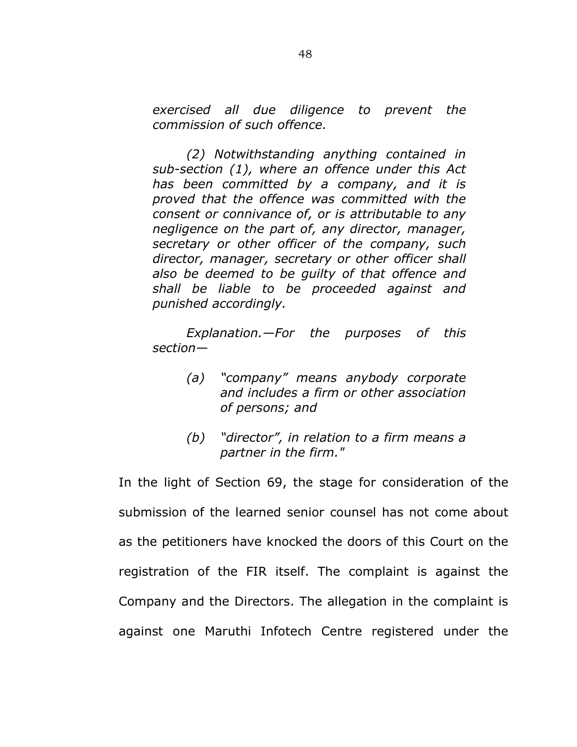*exercised all due diligence to prevent the commission of such offence.*

*(2) Notwithstanding anything contained in sub-section (1), where an offence under this Act has been committed by a company, and it is proved that the offence was committed with the consent or connivance of, or is attributable to any negligence on the part of, any director, manager, secretary or other officer of the company, such director, manager, secretary or other officer shall also be deemed to be guilty of that offence and shall be liable to be proceeded against and punished accordingly.*

*Explanation.—For the purposes of this section—*

> *(a) "company" means anybody corporate and includes a firm or other association of persons; and*
>
> *(b) "director", in relation to a firm means a partner in the firm."*

In the light of Section 69, the stage for consideration of the submission of the learned senior counsel has not come about as the petitioners have knocked the doors of this Court on the registration of the FIR itself. The complaint is against the Company and the Directors. The allegation in the complaint is against one Maruthi Infotech Centre registered under the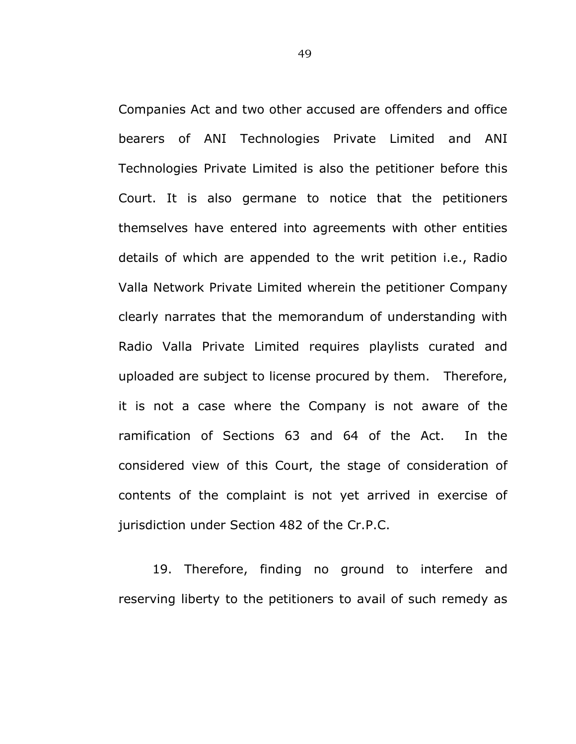Companies Act and two other accused are offenders and office bearers of ANI Technologies Private Limited and ANI Technologies Private Limited is also the petitioner before this Court. It is also germane to notice that the petitioners themselves have entered into agreements with other entities details of which are appended to the writ petition i.e., Radio Valla Network Private Limited wherein the petitioner Company clearly narrates that the memorandum of understanding with Radio Valla Private Limited requires playlists curated and uploaded are subject to license procured by them. Therefore, it is not a case where the Company is not aware of the ramification of Sections 63 and 64 of the Act. In the considered view of this Court, the stage of consideration of contents of the complaint is not yet arrived in exercise of jurisdiction under Section 482 of the Cr.P.C.

19. Therefore, finding no ground to interfere and reserving liberty to the petitioners to avail of such remedy as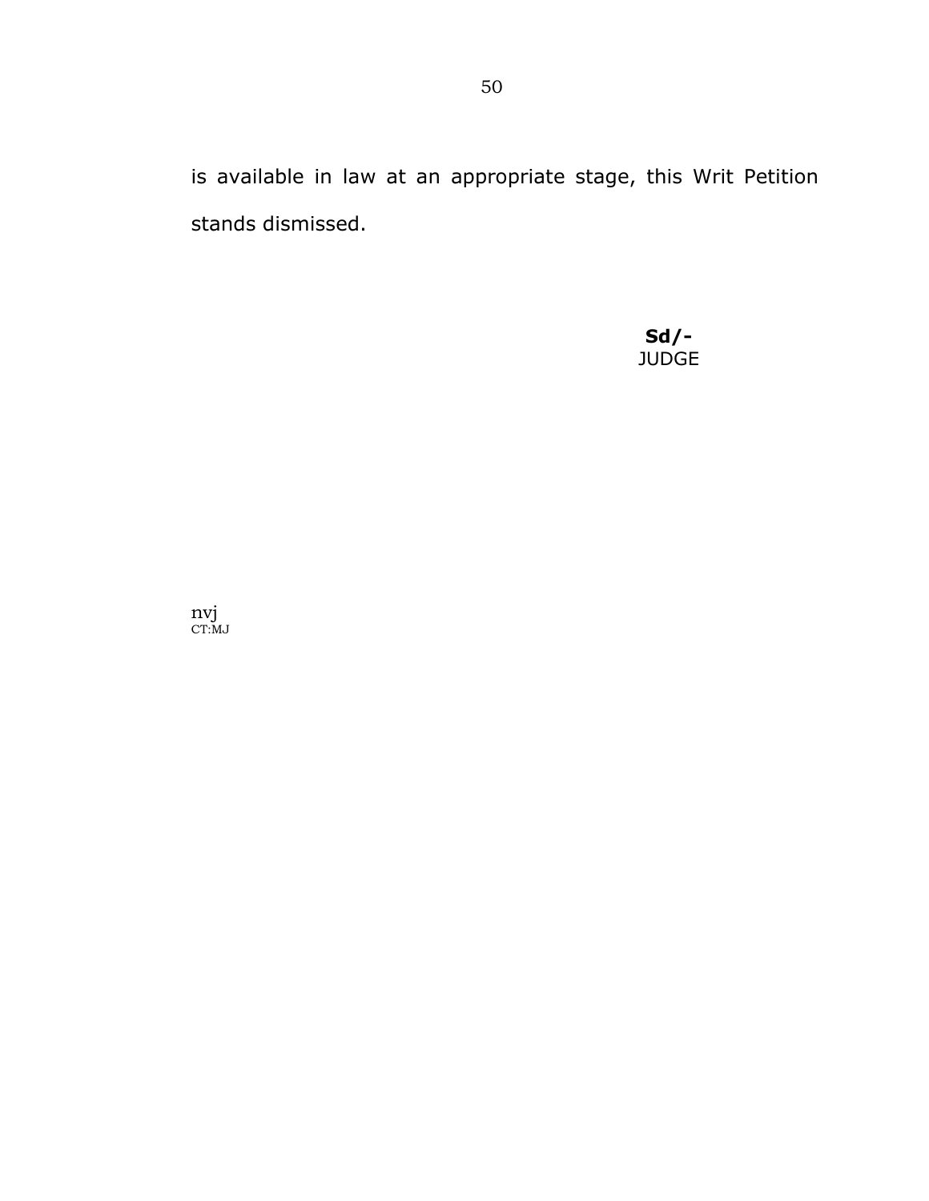is available in law at an appropriate stage, this Writ Petition stands dismissed.

**Sd/-**
JUDGE

nvj
CT:MJ